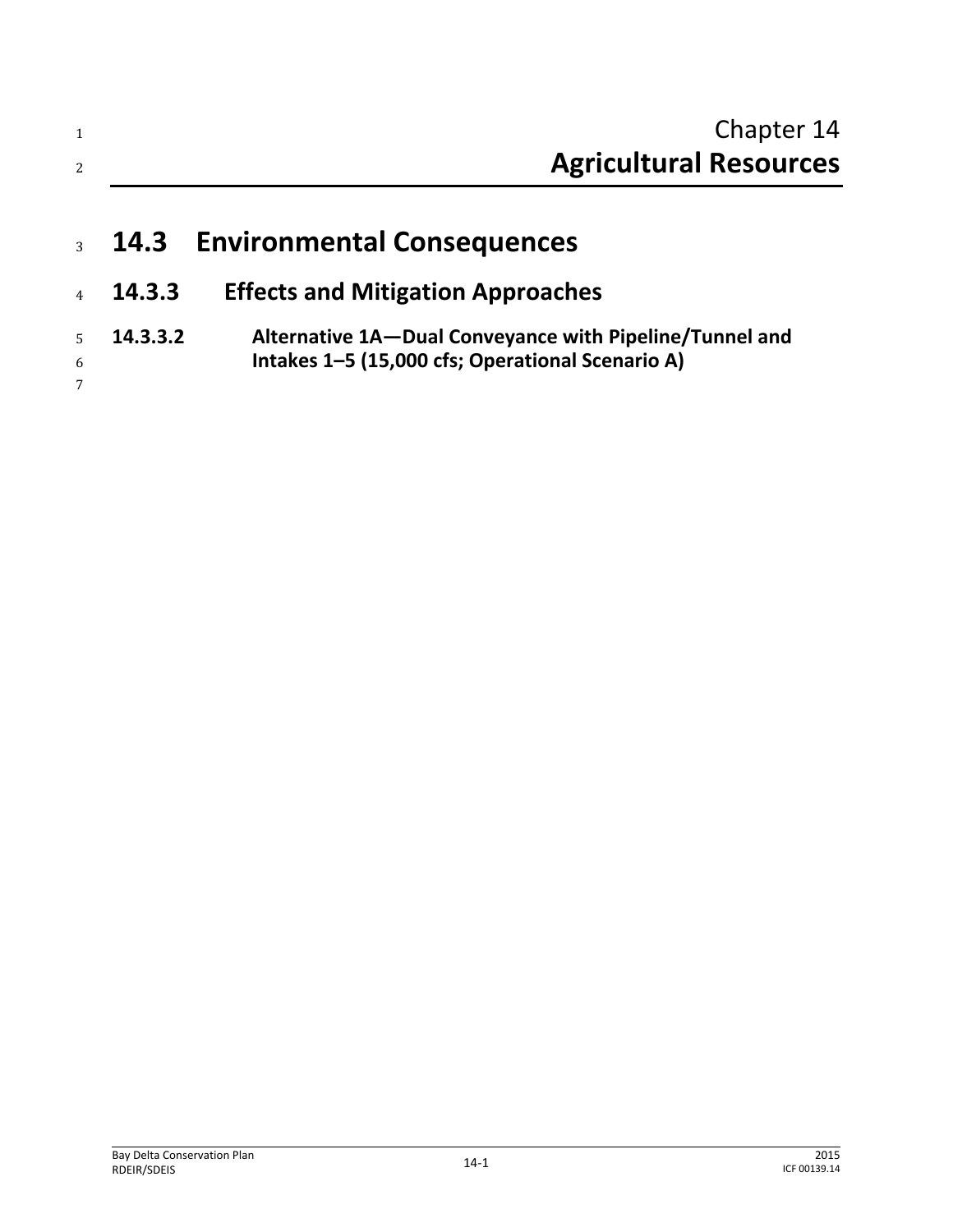# Chapter 14
# Agricultural Resources

## 14.3 Environmental Consequences

### 14.3.3 Effects and Mitigation Approaches

#### 14.3.3.2 Alternative 1A—Dual Conveyance with Pipeline/Tunnel and Intakes 1–5 (15,000 cfs; Operational Scenario A)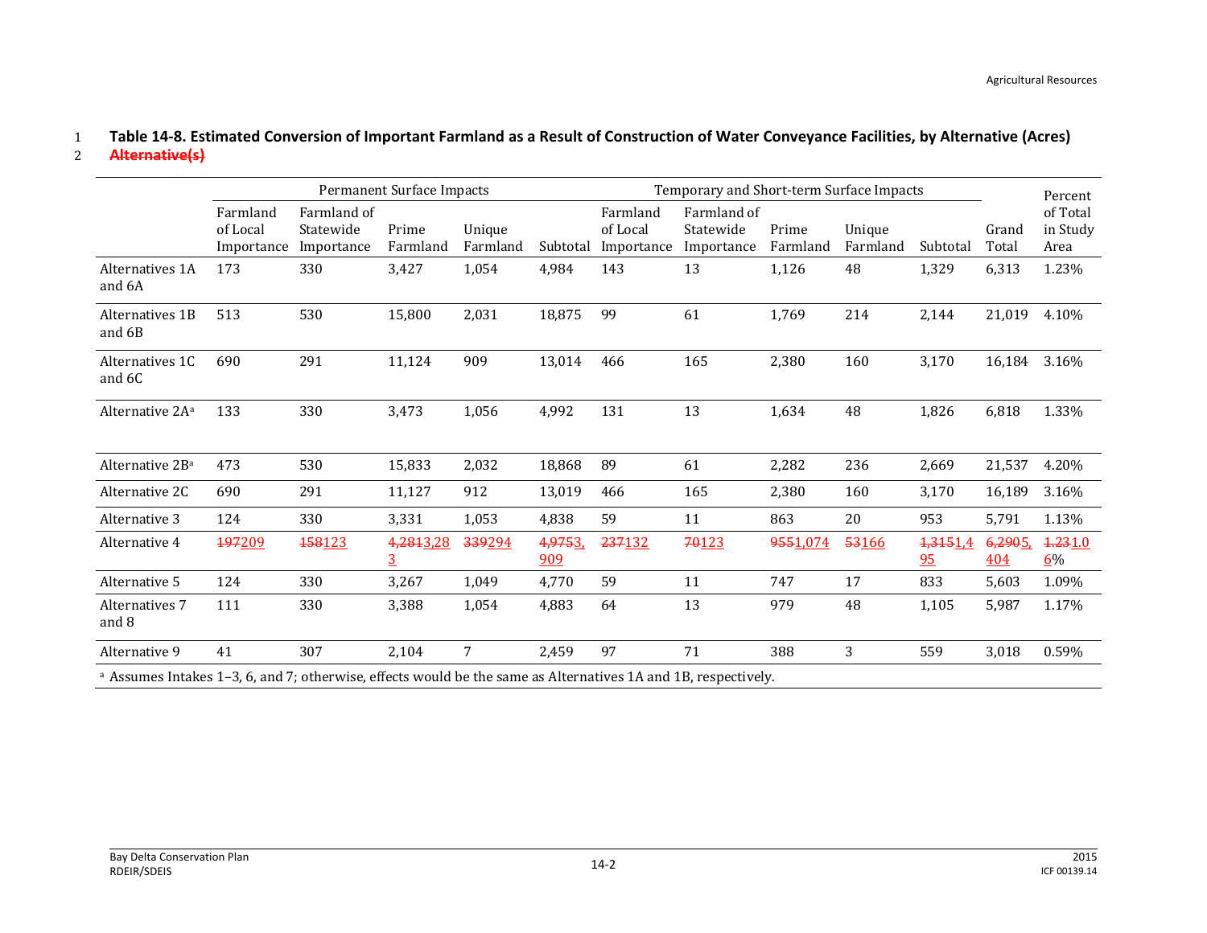**Table 14-8. Estimated Conversion of Important Farmland as a Result of Construction of Water Conveyance Facilities, by Alternative (Acres) ~~Alternative(s)~~**

| | Permanent Surface Impacts | | | | | Temporary and Short-term Surface Impacts | | | | | Grand Total | Percent of Total in Study Area |
|---|---|---|---|---|---|---|---|---|---|---|---|---|
| | Farmland of Local Importance | Farmland of Statewide Importance | Prime Farmland | Unique Farmland | Subtotal | Farmland of Local Importance | Farmland of Statewide Importance | Prime Farmland | Unique Farmland | Subtotal | | |
| Alternatives 1A and 6A | 173 | 330 | 3,427 | 1,054 | 4,984 | 143 | 13 | 1,126 | 48 | 1,329 | 6,313 | 1.23% |
| Alternatives 1B and 6B | 513 | 530 | 15,800 | 2,031 | 18,875 | 99 | 61 | 1,769 | 214 | 2,144 | 21,019 | 4.10% |
| Alternatives 1C and 6C | 690 | 291 | 11,124 | 909 | 13,014 | 466 | 165 | 2,380 | 160 | 3,170 | 16,184 | 3.16% |
| Alternative 2A[a] | 133 | 330 | 3,473 | 1,056 | 4,992 | 131 | 13 | 1,634 | 48 | 1,826 | 6,818 | 1.33% |
| Alternative 2B[a] | 473 | 530 | 15,833 | 2,032 | 18,868 | 89 | 61 | 2,282 | 236 | 2,669 | 21,537 | 4.20% |
| Alternative 2C | 690 | 291 | 11,127 | 912 | 13,019 | 466 | 165 | 2,380 | 160 | 3,170 | 16,189 | 3.16% |
| Alternative 3 | 124 | 330 | 3,331 | 1,053 | 4,838 | 59 | 11 | 863 | 20 | 953 | 5,791 | 1.13% |
| Alternative 4 | ~~197~~209 | ~~158~~123 | ~~4,281~~3,283 | ~~339~~294 | ~~4,975~~3,909 | ~~237~~132 | ~~70~~123 | ~~955~~1,074 | ~~53~~166 | ~~1,315~~1,495 | ~~6,290~~5,404 | ~~1.23~~1.06% |
| Alternative 5 | 124 | 330 | 3,267 | 1,049 | 4,770 | 59 | 11 | 747 | 17 | 833 | 5,603 | 1.09% |
| Alternatives 7 and 8 | 111 | 330 | 3,388 | 1,054 | 4,883 | 64 | 13 | 979 | 48 | 1,105 | 5,987 | 1.17% |
| Alternative 9 | 41 | 307 | 2,104 | 7 | 2,459 | 97 | 71 | 388 | 3 | 559 | 3,018 | 0.59% |

[a] Assumes Intakes 1–3, 6, and 7; otherwise, effects would be the same as Alternatives 1A and 1B, respectively.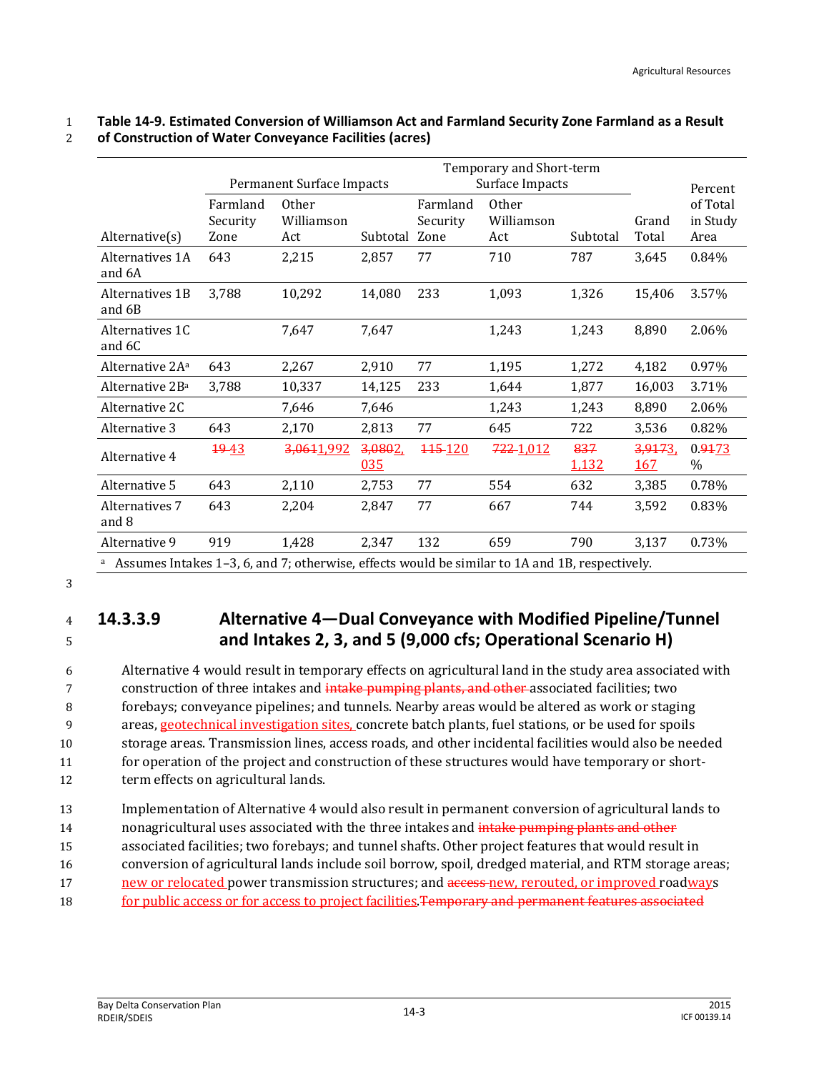**Table 14-9. Estimated Conversion of Williamson Act and Farmland Security Zone Farmland as a Result of Construction of Water Conveyance Facilities (acres)**

| Alternative(s) | Permanent Surface Impacts | | | Temporary and Short-term Surface Impacts | | | Grand Total | Percent of Total in Study Area |
|---|---|---|---|---|---|---|---|---|
| | Farmland Security Zone | Other Williamson Act | Subtotal | Farmland Security Zone | Other Williamson Act | Subtotal | | |
| Alternatives 1A and 6A | 643 | 2,215 | 2,857 | 77 | 710 | 787 | 3,645 | 0.84% |
| Alternatives 1B and 6B | 3,788 | 10,292 | 14,080 | 233 | 1,093 | 1,326 | 15,406 | 3.57% |
| Alternatives 1C and 6C | | 7,647 | 7,647 | | 1,243 | 1,243 | 8,890 | 2.06% |
| Alternative 2A[a] | 643 | 2,267 | 2,910 | 77 | 1,195 | 1,272 | 4,182 | 0.97% |
| Alternative 2B[a] | 3,788 | 10,337 | 14,125 | 233 | 1,644 | 1,877 | 16,003 | 3.71% |
| Alternative 2C | | 7,646 | 7,646 | | 1,243 | 1,243 | 8,890 | 2.06% |
| Alternative 3 | 643 | 2,170 | 2,813 | 77 | 645 | 722 | 3,536 | 0.82% |
| Alternative 4 | ~~19~~ 43 | ~~3,061~~1,992 | ~~3,080~~2,035 | ~~115~~ 120 | ~~722~~ 1,012 | ~~837~~ 1,132 | ~~3,917~~3,167 | 0.~~91~~73% |
| Alternative 5 | 643 | 2,110 | 2,753 | 77 | 554 | 632 | 3,385 | 0.78% |
| Alternatives 7 and 8 | 643 | 2,204 | 2,847 | 77 | 667 | 744 | 3,592 | 0.83% |
| Alternative 9 | 919 | 1,428 | 2,347 | 132 | 659 | 790 | 3,137 | 0.73% |

[a] Assumes Intakes 1–3, 6, and 7; otherwise, effects would be similar to 1A and 1B, respectively.

### 14.3.3.9 Alternative 4—Dual Conveyance with Modified Pipeline/Tunnel and Intakes 2, 3, and 5 (9,000 cfs; Operational Scenario H)

Alternative 4 would result in temporary effects on agricultural land in the study area associated with construction of three intakes and ~~intake pumping plants, and other~~ associated facilities; two forebays; conveyance pipelines; and tunnels. Nearby areas would be altered as work or staging areas, geotechnical investigation sites, concrete batch plants, fuel stations, or be used for spoils storage areas. Transmission lines, access roads, and other incidental facilities would also be needed for operation of the project and construction of these structures would have temporary or short-term effects on agricultural lands.

Implementation of Alternative 4 would also result in permanent conversion of agricultural lands to nonagricultural uses associated with the three intakes and ~~intake pumping plants and other~~ associated facilities; two forebays; and tunnel shafts. Other project features that would result in conversion of agricultural lands include soil borrow, spoil, dredged material, and RTM storage areas; new or relocated power transmission structures; and ~~access~~ new, rerouted, or improved roadways for public access or for access to project facilities.~~Temporary and permanent features associated~~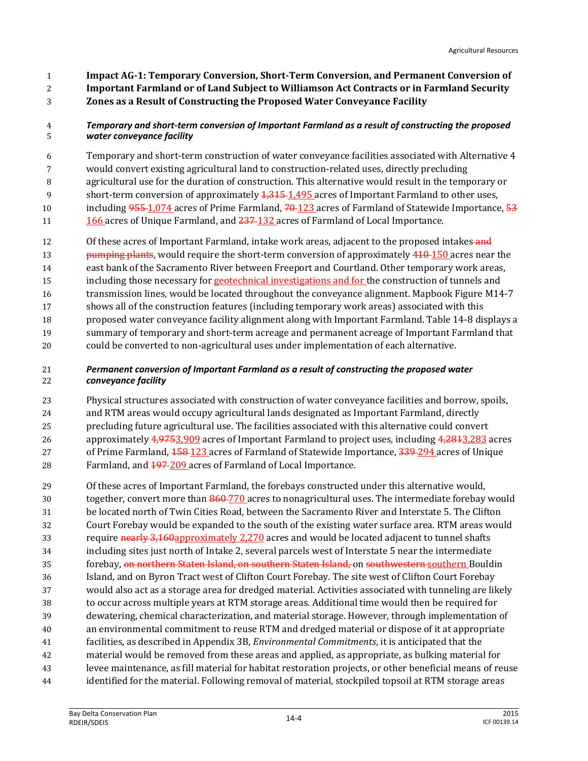**Impact AG-1: Temporary Conversion, Short-Term Conversion, and Permanent Conversion of Important Farmland or of Land Subject to Williamson Act Contracts or in Farmland Security Zones as a Result of Constructing the Proposed Water Conveyance Facility**

***Temporary and short-term conversion of Important Farmland as a result of constructing the proposed water conveyance facility***

Temporary and short-term construction of water conveyance facilities associated with Alternative 4 would convert existing agricultural land to construction-related uses, directly precluding agricultural use for the duration of construction. This alternative would result in the temporary or short-term conversion of approximately ~~1,315~~ 1,495 acres of Important Farmland to other uses, including ~~955~~ 1,074 acres of Prime Farmland, ~~70~~ 123 acres of Farmland of Statewide Importance, ~~53~~ 166 acres of Unique Farmland, and ~~237~~ 132 acres of Farmland of Local Importance.

Of these acres of Important Farmland, intake work areas, adjacent to the proposed intakes ~~and pumping plants~~, would require the short-term conversion of approximately ~~410~~ 150 acres near the east bank of the Sacramento River between Freeport and Courtland. Other temporary work areas, including those necessary for geotechnical investigations and for the construction of tunnels and transmission lines, would be located throughout the conveyance alignment. Mapbook Figure M14-7 shows all of the construction features (including temporary work areas) associated with this proposed water conveyance facility alignment along with Important Farmland. Table 14-8 displays a summary of temporary and short-term acreage and permanent acreage of Important Farmland that could be converted to non-agricultural uses under implementation of each alternative.

***Permanent conversion of Important Farmland as a result of constructing the proposed water conveyance facility***

Physical structures associated with construction of water conveyance facilities and borrow, spoils, and RTM areas would occupy agricultural lands designated as Important Farmland, directly precluding future agricultural use. The facilities associated with this alternative could convert approximately ~~4,975~~3,909 acres of Important Farmland to project uses, including ~~4,281~~3,283 acres of Prime Farmland, ~~158~~ 123 acres of Farmland of Statewide Importance, ~~339~~ 294 acres of Unique Farmland, and ~~197~~ 209 acres of Farmland of Local Importance.

Of these acres of Important Farmland, the forebays constructed under this alternative would, together, convert more than ~~860~~ 770 acres to nonagricultural uses. The intermediate forebay would be located north of Twin Cities Road, between the Sacramento River and Interstate 5. The Clifton Court Forebay would be expanded to the south of the existing water surface area. RTM areas would require ~~nearly 3,160~~approximately 2,270 acres and would be located adjacent to tunnel shafts including sites just north of Intake 2, several parcels west of Interstate 5 near the intermediate forebay, ~~on northern Staten Island, on southern Staten Island,~~ on ~~southwestern~~ southern Bouldin Island, and on Byron Tract west of Clifton Court Forebay. The site west of Clifton Court Forebay would also act as a storage area for dredged material. Activities associated with tunneling are likely to occur across multiple years at RTM storage areas. Additional time would then be required for dewatering, chemical characterization, and material storage. However, through implementation of an environmental commitment to reuse RTM and dredged material or dispose of it at appropriate facilities, as described in Appendix 3B, *Environmental Commitments*, it is anticipated that the material would be removed from these areas and applied, as appropriate, as bulking material for levee maintenance, as fill material for habitat restoration projects, or other beneficial means of reuse identified for the material. Following removal of material, stockpiled topsoil at RTM storage areas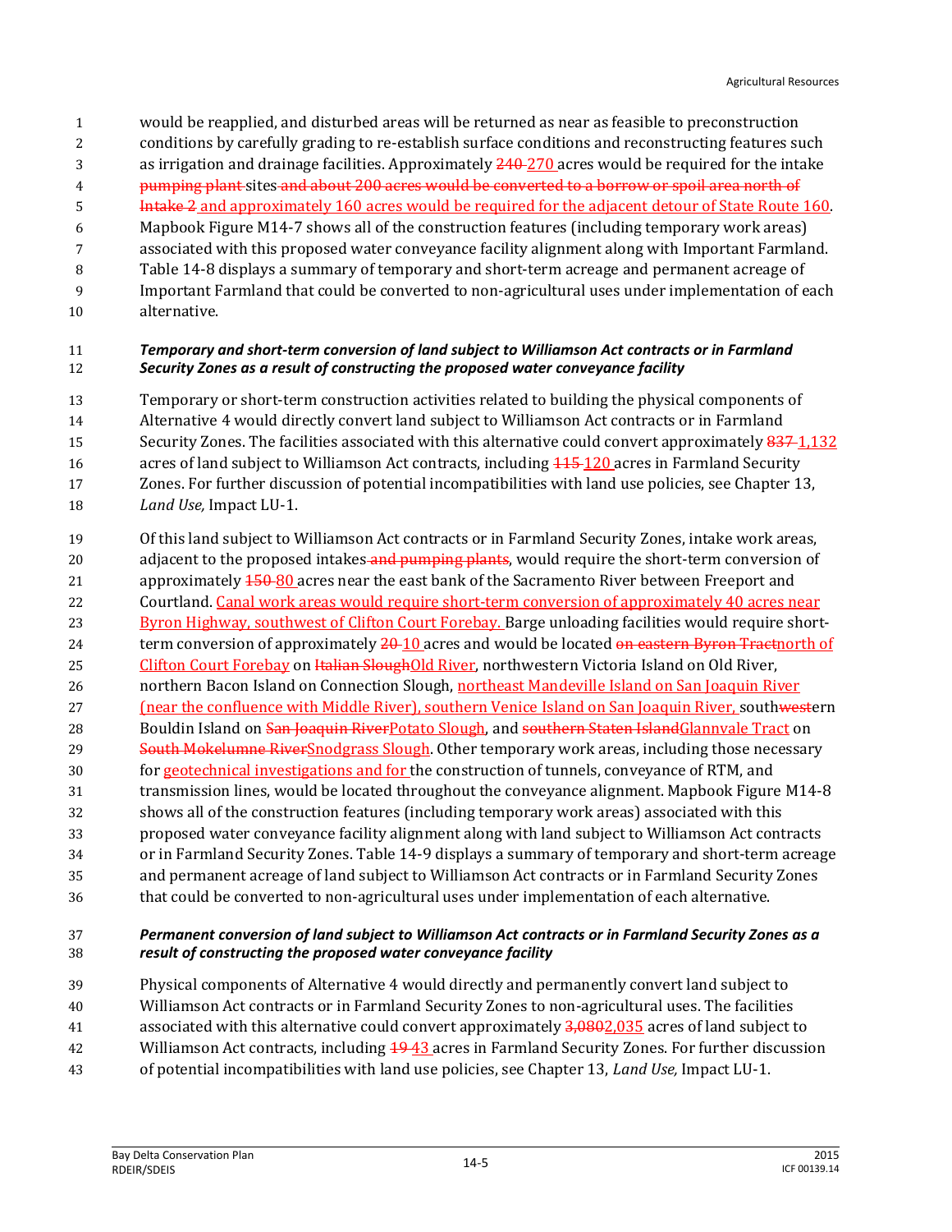would be reapplied, and disturbed areas will be returned as near as feasible to preconstruction conditions by carefully grading to re-establish surface conditions and reconstructing features such as irrigation and drainage facilities. Approximately ~~240~~ <u>270</u> acres would be required for the intake ~~pumping plant~~ sites ~~and about 200 acres would be converted to a borrow or spoil area north of Intake 2~~ <u>and approximately 160 acres would be required for the adjacent detour of State Route 160</u>. Mapbook Figure M14-7 shows all of the construction features (including temporary work areas) associated with this proposed water conveyance facility alignment along with Important Farmland. Table 14-8 displays a summary of temporary and short-term acreage and permanent acreage of Important Farmland that could be converted to non-agricultural uses under implementation of each alternative.

***Temporary and short-term conversion of land subject to Williamson Act contracts or in Farmland Security Zones as a result of constructing the proposed water conveyance facility***

Temporary or short-term construction activities related to building the physical components of Alternative 4 would directly convert land subject to Williamson Act contracts or in Farmland Security Zones. The facilities associated with this alternative could convert approximately ~~837~~ <u>1,132</u> acres of land subject to Williamson Act contracts, including ~~115~~ <u>120</u> acres in Farmland Security Zones. For further discussion of potential incompatibilities with land use policies, see Chapter 13, *Land Use,* Impact LU-1.

Of this land subject to Williamson Act contracts or in Farmland Security Zones, intake work areas, adjacent to the proposed intakes ~~and pumping plants~~, would require the short-term conversion of approximately ~~150~~ <u>80</u> acres near the east bank of the Sacramento River between Freeport and Courtland. <u>Canal work areas would require short-term conversion of approximately 40 acres near Byron Highway, southwest of Clifton Court Forebay.</u> Barge unloading facilities would require short-term conversion of approximately ~~20~~ <u>10</u> acres and would be located ~~on eastern Byron Tract~~<u>north of Clifton Court Forebay</u> on ~~Italian Slough~~<u>Old River</u>, northwestern Victoria Island on Old River, northern Bacon Island on Connection Slough, <u>northeast Mandeville Island on San Joaquin River (near the confluence with Middle River), southern Venice Island on San Joaquin River,</u> south~~west~~ern Bouldin Island on ~~San Joaquin River~~<u>Potato Slough</u>, and ~~southern Staten Island~~<u>Glannvale Tract</u> on ~~South Mokelumne River~~<u>Snodgrass Slough</u>. Other temporary work areas, including those necessary for <u>geotechnical investigations and for</u> the construction of tunnels, conveyance of RTM, and transmission lines, would be located throughout the conveyance alignment. Mapbook Figure M14-8 shows all of the construction features (including temporary work areas) associated with this proposed water conveyance facility alignment along with land subject to Williamson Act contracts or in Farmland Security Zones. Table 14-9 displays a summary of temporary and short-term acreage and permanent acreage of land subject to Williamson Act contracts or in Farmland Security Zones that could be converted to non-agricultural uses under implementation of each alternative.

***Permanent conversion of land subject to Williamson Act contracts or in Farmland Security Zones as a result of constructing the proposed water conveyance facility***

Physical components of Alternative 4 would directly and permanently convert land subject to Williamson Act contracts or in Farmland Security Zones to non-agricultural uses. The facilities associated with this alternative could convert approximately ~~3,080~~<u>2,035</u> acres of land subject to Williamson Act contracts, including ~~19~~ <u>43</u> acres in Farmland Security Zones. For further discussion of potential incompatibilities with land use policies, see Chapter 13, *Land Use,* Impact LU-1.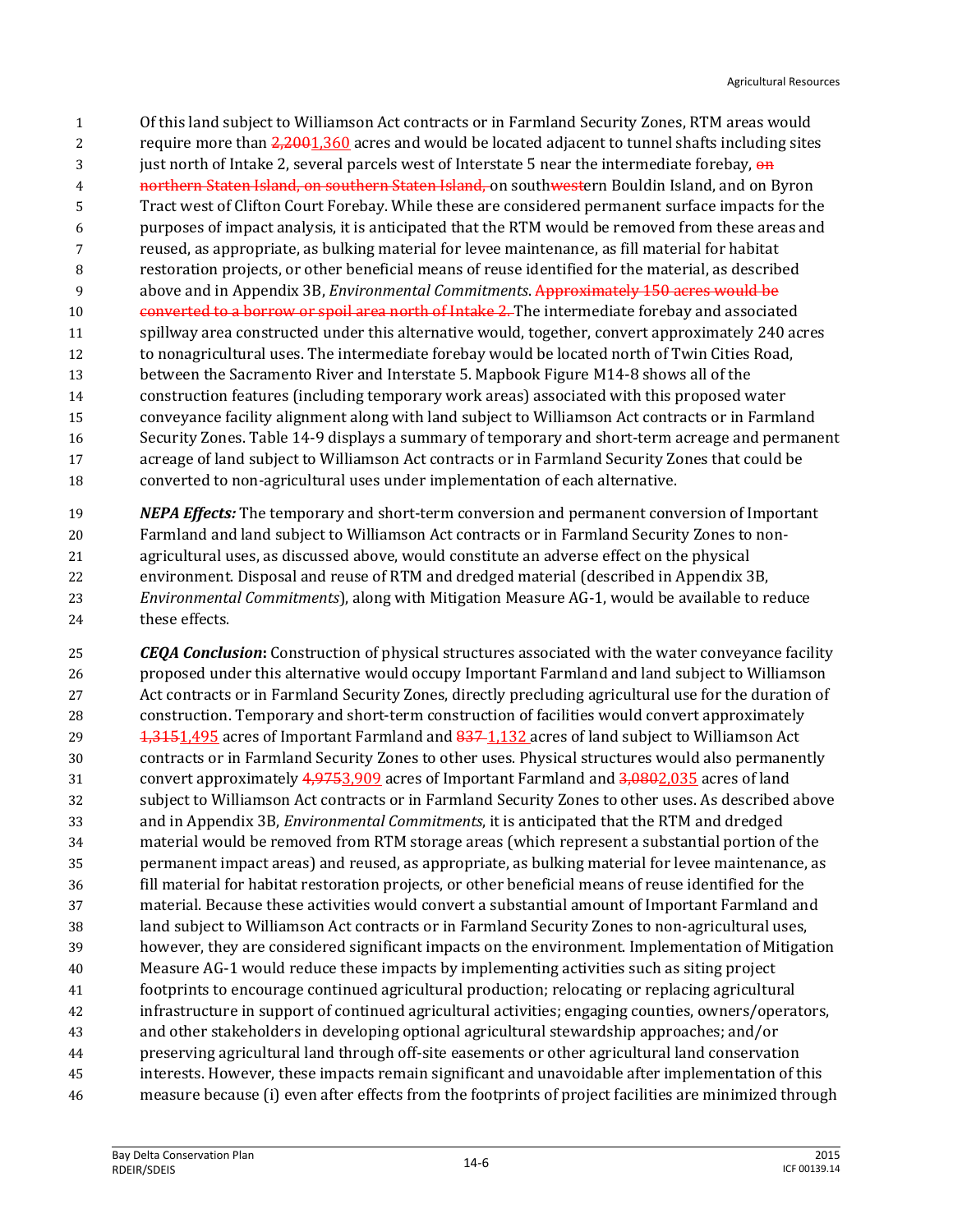Of this land subject to Williamson Act contracts or in Farmland Security Zones, RTM areas would require more than ~~2,200~~1,360 acres and would be located adjacent to tunnel shafts including sites just north of Intake 2, several parcels west of Interstate 5 near the intermediate forebay, ~~on northern Staten Island, on southern Staten Island,~~ on south~~west~~ern Bouldin Island, and on Byron Tract west of Clifton Court Forebay. While these are considered permanent surface impacts for the purposes of impact analysis, it is anticipated that the RTM would be removed from these areas and reused, as appropriate, as bulking material for levee maintenance, as fill material for habitat restoration projects, or other beneficial means of reuse identified for the material, as described above and in Appendix 3B, *Environmental Commitments*. ~~Approximately 150 acres would be converted to a borrow or spoil area north of Intake 2.~~ The intermediate forebay and associated spillway area constructed under this alternative would, together, convert approximately 240 acres to nonagricultural uses. The intermediate forebay would be located north of Twin Cities Road, between the Sacramento River and Interstate 5. Mapbook Figure M14-8 shows all of the construction features (including temporary work areas) associated with this proposed water conveyance facility alignment along with land subject to Williamson Act contracts or in Farmland Security Zones. Table 14-9 displays a summary of temporary and short-term acreage and permanent acreage of land subject to Williamson Act contracts or in Farmland Security Zones that could be converted to non-agricultural uses under implementation of each alternative.

***NEPA Effects:*** The temporary and short-term conversion and permanent conversion of Important Farmland and land subject to Williamson Act contracts or in Farmland Security Zones to non-agricultural uses, as discussed above, would constitute an adverse effect on the physical environment. Disposal and reuse of RTM and dredged material (described in Appendix 3B, *Environmental Commitments*), along with Mitigation Measure AG-1, would be available to reduce these effects.

***CEQA Conclusion*:** Construction of physical structures associated with the water conveyance facility proposed under this alternative would occupy Important Farmland and land subject to Williamson Act contracts or in Farmland Security Zones, directly precluding agricultural use for the duration of construction. Temporary and short-term construction of facilities would convert approximately ~~1,315~~1,495 acres of Important Farmland and ~~837~~ 1,132 acres of land subject to Williamson Act contracts or in Farmland Security Zones to other uses. Physical structures would also permanently convert approximately ~~4,975~~3,909 acres of Important Farmland and ~~3,080~~2,035 acres of land subject to Williamson Act contracts or in Farmland Security Zones to other uses. As described above and in Appendix 3B, *Environmental Commitments*, it is anticipated that the RTM and dredged material would be removed from RTM storage areas (which represent a substantial portion of the permanent impact areas) and reused, as appropriate, as bulking material for levee maintenance, as fill material for habitat restoration projects, or other beneficial means of reuse identified for the material. Because these activities would convert a substantial amount of Important Farmland and land subject to Williamson Act contracts or in Farmland Security Zones to non-agricultural uses, however, they are considered significant impacts on the environment. Implementation of Mitigation Measure AG-1 would reduce these impacts by implementing activities such as siting project footprints to encourage continued agricultural production; relocating or replacing agricultural infrastructure in support of continued agricultural activities; engaging counties, owners/operators, and other stakeholders in developing optional agricultural stewardship approaches; and/or preserving agricultural land through off-site easements or other agricultural land conservation interests. However, these impacts remain significant and unavoidable after implementation of this measure because (i) even after effects from the footprints of project facilities are minimized through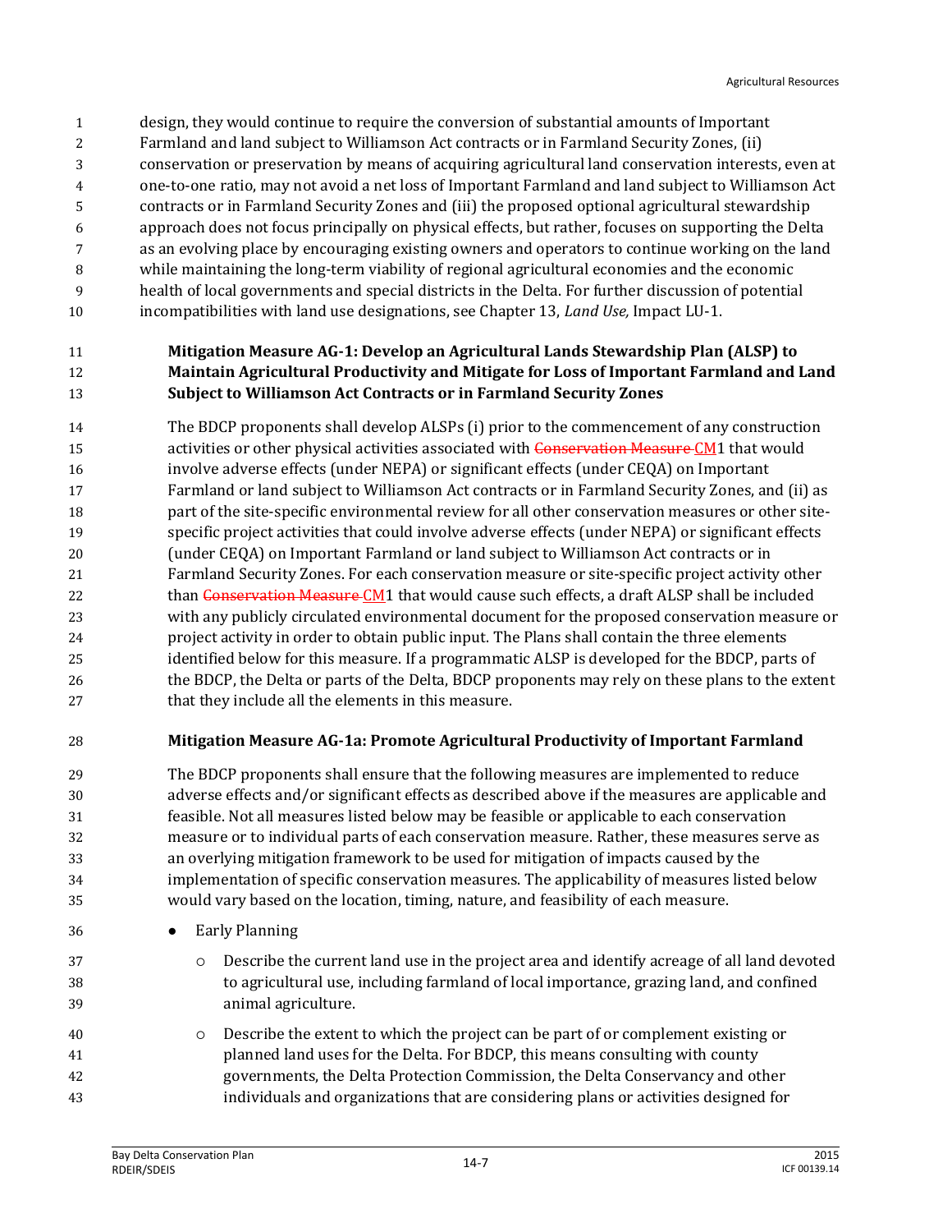design, they would continue to require the conversion of substantial amounts of Important Farmland and land subject to Williamson Act contracts or in Farmland Security Zones, (ii) conservation or preservation by means of acquiring agricultural land conservation interests, even at one-to-one ratio, may not avoid a net loss of Important Farmland and land subject to Williamson Act contracts or in Farmland Security Zones and (iii) the proposed optional agricultural stewardship approach does not focus principally on physical effects, but rather, focuses on supporting the Delta as an evolving place by encouraging existing owners and operators to continue working on the land while maintaining the long-term viability of regional agricultural economies and the economic health of local governments and special districts in the Delta. For further discussion of potential incompatibilities with land use designations, see Chapter 13, *Land Use,* Impact LU-1.

**Mitigation Measure AG-1: Develop an Agricultural Lands Stewardship Plan (ALSP) to Maintain Agricultural Productivity and Mitigate for Loss of Important Farmland and Land Subject to Williamson Act Contracts or in Farmland Security Zones**

The BDCP proponents shall develop ALSPs (i) prior to the commencement of any construction activities or other physical activities associated with ~~Conservation Measure~~ CM1 that would involve adverse effects (under NEPA) or significant effects (under CEQA) on Important Farmland or land subject to Williamson Act contracts or in Farmland Security Zones, and (ii) as part of the site-specific environmental review for all other conservation measures or other site-specific project activities that could involve adverse effects (under NEPA) or significant effects (under CEQA) on Important Farmland or land subject to Williamson Act contracts or in Farmland Security Zones. For each conservation measure or site-specific project activity other than ~~Conservation Measure~~ CM1 that would cause such effects, a draft ALSP shall be included with any publicly circulated environmental document for the proposed conservation measure or project activity in order to obtain public input. The Plans shall contain the three elements identified below for this measure. If a programmatic ALSP is developed for the BDCP, parts of the BDCP, the Delta or parts of the Delta, BDCP proponents may rely on these plans to the extent that they include all the elements in this measure.

**Mitigation Measure AG-1a: Promote Agricultural Productivity of Important Farmland**

The BDCP proponents shall ensure that the following measures are implemented to reduce adverse effects and/or significant effects as described above if the measures are applicable and feasible. Not all measures listed below may be feasible or applicable to each conservation measure or to individual parts of each conservation measure. Rather, these measures serve as an overlying mitigation framework to be used for mitigation of impacts caused by the implementation of specific conservation measures. The applicability of measures listed below would vary based on the location, timing, nature, and feasibility of each measure.

- Early Planning
  - Describe the current land use in the project area and identify acreage of all land devoted to agricultural use, including farmland of local importance, grazing land, and confined animal agriculture.
  - Describe the extent to which the project can be part of or complement existing or planned land uses for the Delta. For BDCP, this means consulting with county governments, the Delta Protection Commission, the Delta Conservancy and other individuals and organizations that are considering plans or activities designed for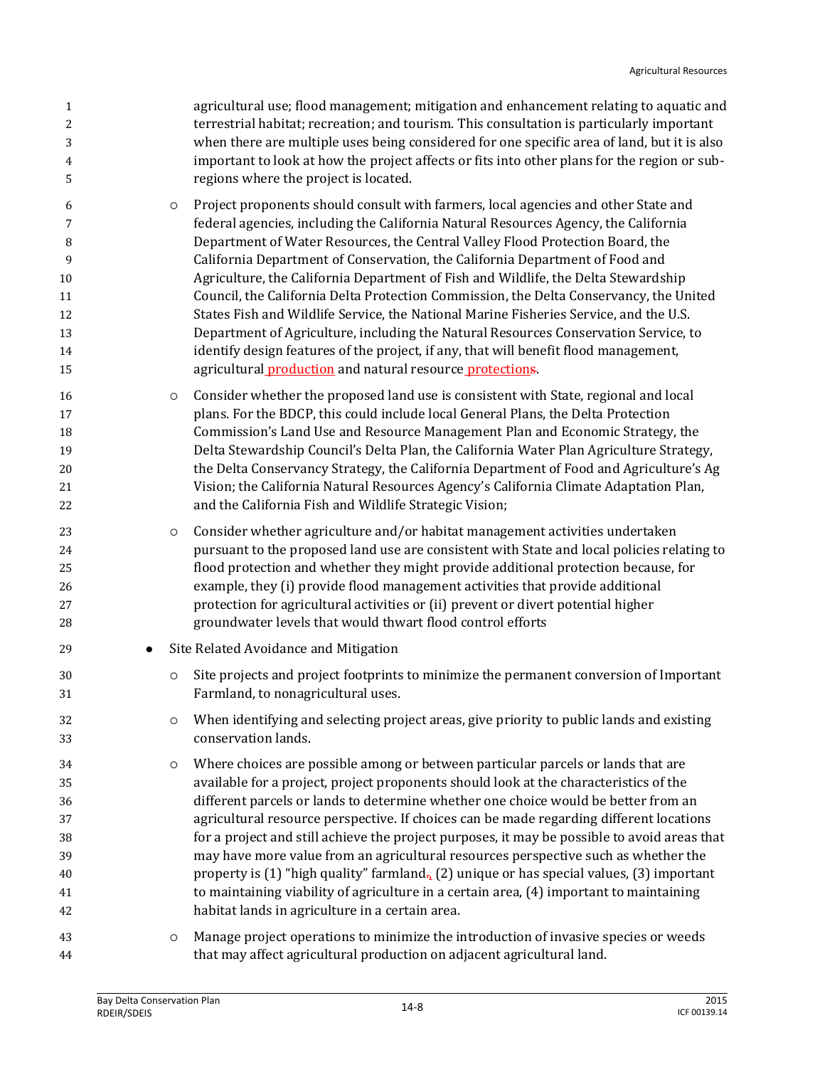agricultural use; flood management; mitigation and enhancement relating to aquatic and terrestrial habitat; recreation; and tourism. This consultation is particularly important when there are multiple uses being considered for one specific area of land, but it is also important to look at how the project affects or fits into other plans for the region or sub-regions where the project is located.

  - Project proponents should consult with farmers, local agencies and other State and federal agencies, including the California Natural Resources Agency, the California Department of Water Resources, the Central Valley Flood Protection Board, the California Department of Conservation, the California Department of Food and Agriculture, the California Department of Fish and Wildlife, the Delta Stewardship Council, the California Delta Protection Commission, the Delta Conservancy, the United States Fish and Wildlife Service, the National Marine Fisheries Service, and the U.S. Department of Agriculture, including the Natural Resources Conservation Service, to identify design features of the project, if any, that will benefit flood management, agricultural production and natural resource protections.
  - Consider whether the proposed land use is consistent with State, regional and local plans. For the BDCP, this could include local General Plans, the Delta Protection Commission's Land Use and Resource Management Plan and Economic Strategy, the Delta Stewardship Council's Delta Plan, the California Water Plan Agriculture Strategy, the Delta Conservancy Strategy, the California Department of Food and Agriculture's Ag Vision; the California Natural Resources Agency's California Climate Adaptation Plan, and the California Fish and Wildlife Strategic Vision;
  - Consider whether agriculture and/or habitat management activities undertaken pursuant to the proposed land use are consistent with State and local policies relating to flood protection and whether they might provide additional protection because, for example, they (i) provide flood management activities that provide additional protection for agricultural activities or (ii) prevent or divert potential higher groundwater levels that would thwart flood control efforts

- Site Related Avoidance and Mitigation
  - Site projects and project footprints to minimize the permanent conversion of Important Farmland, to nonagricultural uses.
  - When identifying and selecting project areas, give priority to public lands and existing conservation lands.
  - Where choices are possible among or between particular parcels or lands that are available for a project, project proponents should look at the characteristics of the different parcels or lands to determine whether one choice would be better from an agricultural resource perspective. If choices can be made regarding different locations for a project and still achieve the project purposes, it may be possible to avoid areas that may have more value from an agricultural resources perspective such as whether the property is (1) "high quality" farmland, (2) unique or has special values, (3) important to maintaining viability of agriculture in a certain area, (4) important to maintaining habitat lands in agriculture in a certain area.
  - Manage project operations to minimize the introduction of invasive species or weeds that may affect agricultural production on adjacent agricultural land.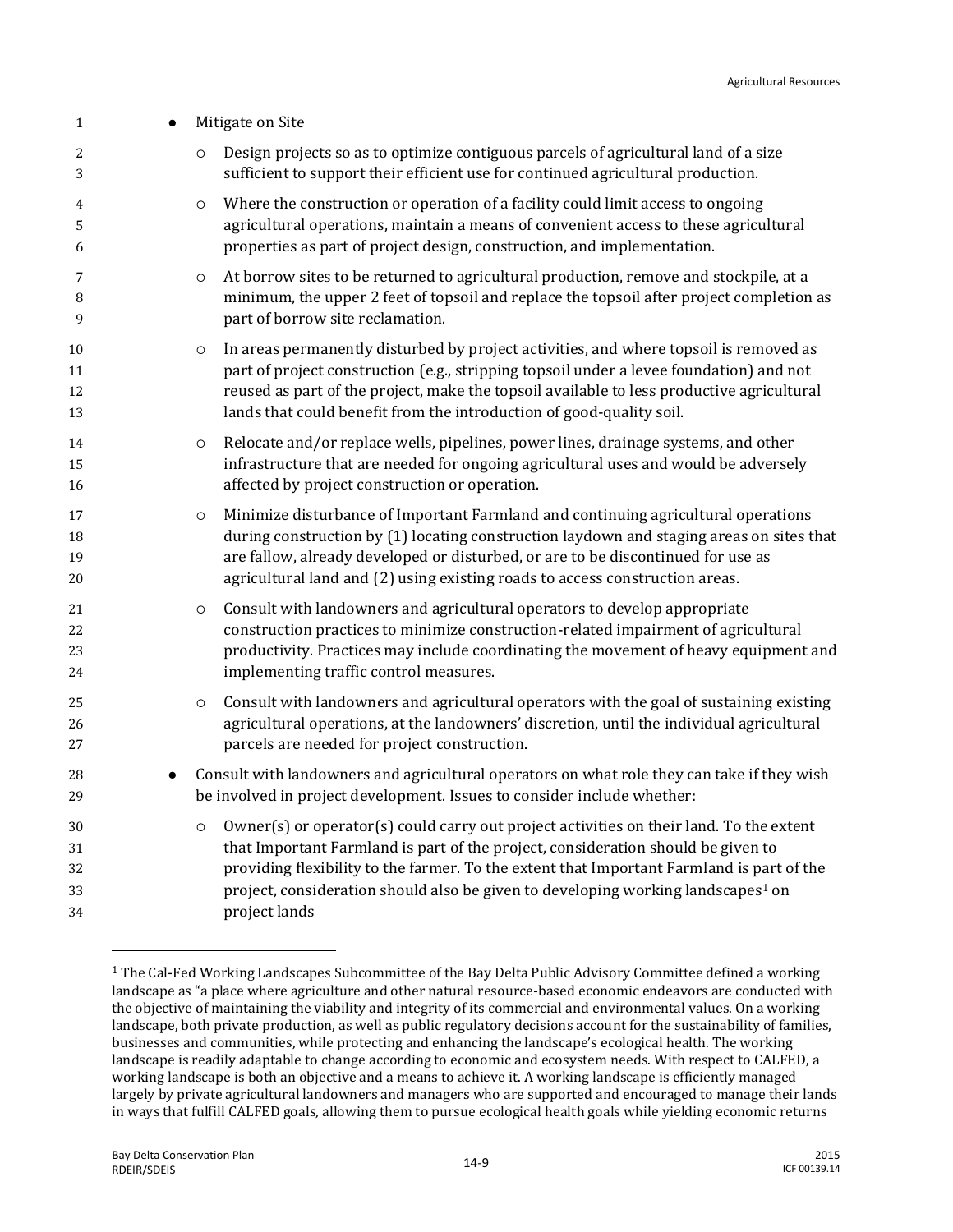- Mitigate on Site
  - Design projects so as to optimize contiguous parcels of agricultural land of a size sufficient to support their efficient use for continued agricultural production.
  - Where the construction or operation of a facility could limit access to ongoing agricultural operations, maintain a means of convenient access to these agricultural properties as part of project design, construction, and implementation.
  - At borrow sites to be returned to agricultural production, remove and stockpile, at a minimum, the upper 2 feet of topsoil and replace the topsoil after project completion as part of borrow site reclamation.
  - In areas permanently disturbed by project activities, and where topsoil is removed as part of project construction (e.g., stripping topsoil under a levee foundation) and not reused as part of the project, make the topsoil available to less productive agricultural lands that could benefit from the introduction of good-quality soil.
  - Relocate and/or replace wells, pipelines, power lines, drainage systems, and other infrastructure that are needed for ongoing agricultural uses and would be adversely affected by project construction or operation.
  - Minimize disturbance of Important Farmland and continuing agricultural operations during construction by (1) locating construction laydown and staging areas on sites that are fallow, already developed or disturbed, or are to be discontinued for use as agricultural land and (2) using existing roads to access construction areas.
  - Consult with landowners and agricultural operators to develop appropriate construction practices to minimize construction-related impairment of agricultural productivity. Practices may include coordinating the movement of heavy equipment and implementing traffic control measures.
  - Consult with landowners and agricultural operators with the goal of sustaining existing agricultural operations, at the landowners' discretion, until the individual agricultural parcels are needed for project construction.
- Consult with landowners and agricultural operators on what role they can take if they wish be involved in project development. Issues to consider include whether:
  - Owner(s) or operator(s) could carry out project activities on their land. To the extent that Important Farmland is part of the project, consideration should be given to providing flexibility to the farmer. To the extent that Important Farmland is part of the project, consideration should also be given to developing working landscapes[1] on project lands

---

[1] The Cal-Fed Working Landscapes Subcommittee of the Bay Delta Public Advisory Committee defined a working landscape as "a place where agriculture and other natural resource-based economic endeavors are conducted with the objective of maintaining the viability and integrity of its commercial and environmental values. On a working landscape, both private production, as well as public regulatory decisions account for the sustainability of families, businesses and communities, while protecting and enhancing the landscape's ecological health. The working landscape is readily adaptable to change according to economic and ecosystem needs. With respect to CALFED, a working landscape is both an objective and a means to achieve it. A working landscape is efficiently managed largely by private agricultural landowners and managers who are supported and encouraged to manage their lands in ways that fulfill CALFED goals, allowing them to pursue ecological health goals while yielding economic returns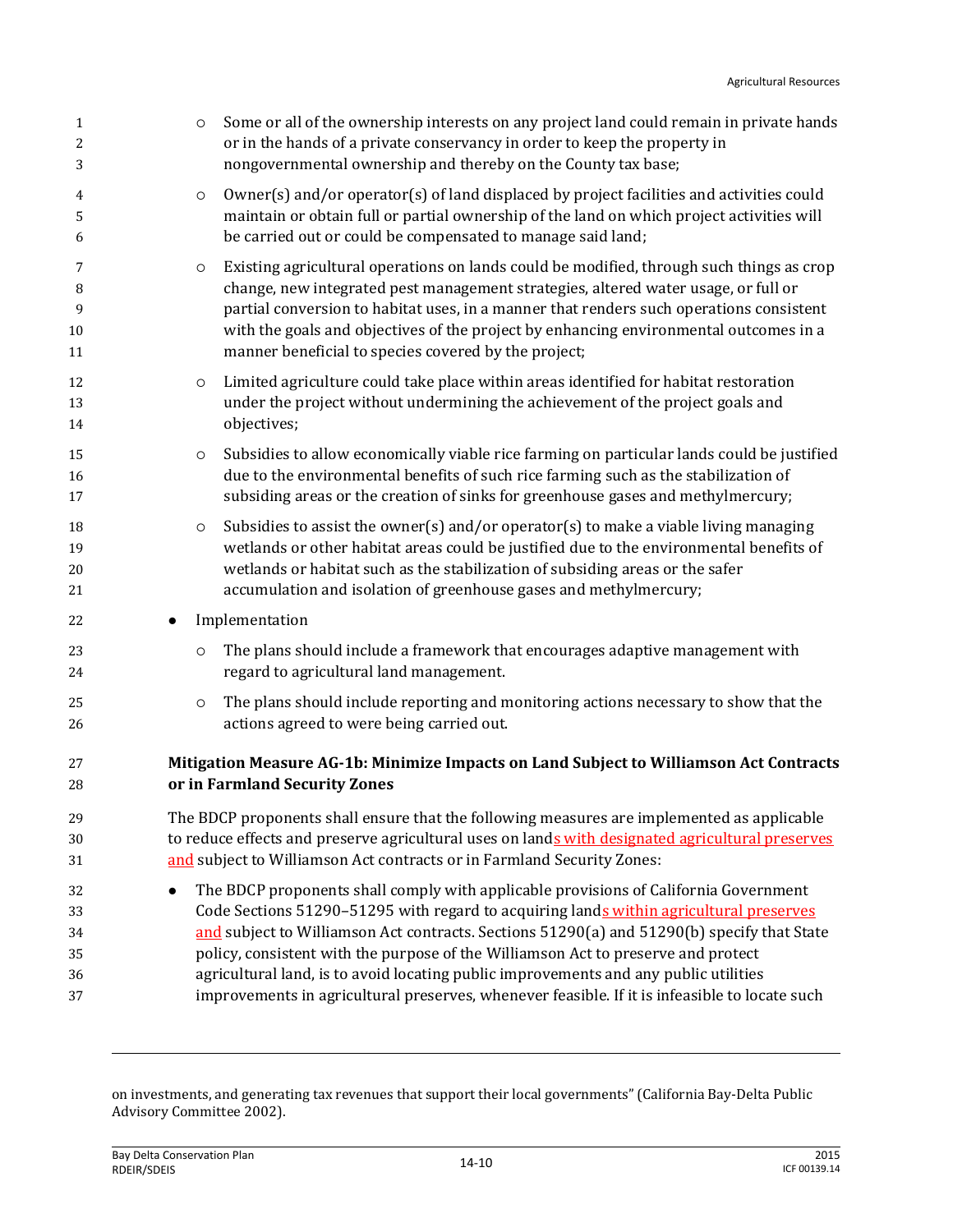- Some or all of the ownership interests on any project land could remain in private hands or in the hands of a private conservancy in order to keep the property in nongovernmental ownership and thereby on the County tax base;
- Owner(s) and/or operator(s) of land displaced by project facilities and activities could maintain or obtain full or partial ownership of the land on which project activities will be carried out or could be compensated to manage said land;
- Existing agricultural operations on lands could be modified, through such things as crop change, new integrated pest management strategies, altered water usage, or full or partial conversion to habitat uses, in a manner that renders such operations consistent with the goals and objectives of the project by enhancing environmental outcomes in a manner beneficial to species covered by the project;
- Limited agriculture could take place within areas identified for habitat restoration under the project without undermining the achievement of the project goals and objectives;
- Subsidies to allow economically viable rice farming on particular lands could be justified due to the environmental benefits of such rice farming such as the stabilization of subsiding areas or the creation of sinks for greenhouse gases and methylmercury;
- Subsidies to assist the owner(s) and/or operator(s) to make a viable living managing wetlands or other habitat areas could be justified due to the environmental benefits of wetlands or habitat such as the stabilization of subsiding areas or the safer accumulation and isolation of greenhouse gases and methylmercury;

- Implementation
  - The plans should include a framework that encourages adaptive management with regard to agricultural land management.
  - The plans should include reporting and monitoring actions necessary to show that the actions agreed to were being carried out.

**Mitigation Measure AG-1b: Minimize Impacts on Land Subject to Williamson Act Contracts or in Farmland Security Zones**

The BDCP proponents shall ensure that the following measures are implemented as applicable to reduce effects and preserve agricultural uses on lands with designated agricultural preserves and subject to Williamson Act contracts or in Farmland Security Zones:

- The BDCP proponents shall comply with applicable provisions of California Government Code Sections 51290–51295 with regard to acquiring lands within agricultural preserves and subject to Williamson Act contracts. Sections 51290(a) and 51290(b) specify that State policy, consistent with the purpose of the Williamson Act to preserve and protect agricultural land, is to avoid locating public improvements and any public utilities improvements in agricultural preserves, whenever feasible. If it is infeasible to locate such

---

on investments, and generating tax revenues that support their local governments" (California Bay-Delta Public Advisory Committee 2002).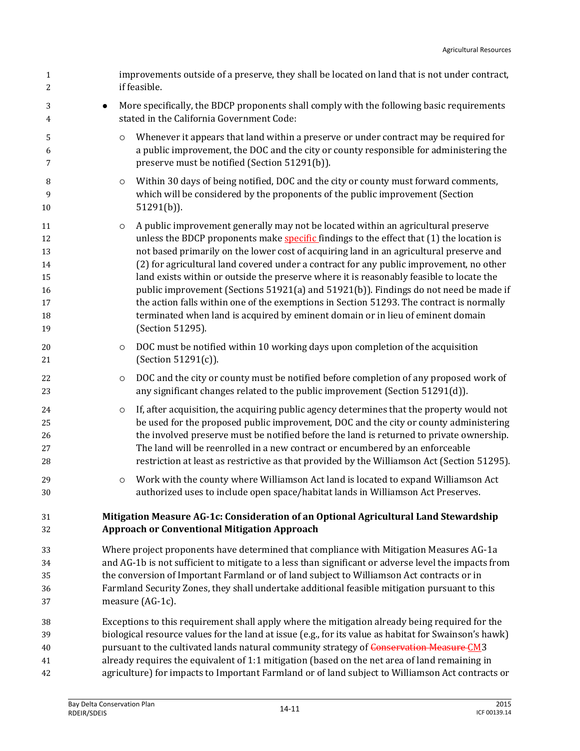improvements outside of a preserve, they shall be located on land that is not under contract, if feasible.

- More specifically, the BDCP proponents shall comply with the following basic requirements stated in the California Government Code:
    - Whenever it appears that land within a preserve or under contract may be required for a public improvement, the DOC and the city or county responsible for administering the preserve must be notified (Section 51291(b)).
    - Within 30 days of being notified, DOC and the city or county must forward comments, which will be considered by the proponents of the public improvement (Section 51291(b)).
    - A public improvement generally may not be located within an agricultural preserve unless the BDCP proponents make specific findings to the effect that (1) the location is not based primarily on the lower cost of acquiring land in an agricultural preserve and (2) for agricultural land covered under a contract for any public improvement, no other land exists within or outside the preserve where it is reasonably feasible to locate the public improvement (Sections 51921(a) and 51921(b)). Findings do not need to be made if the action falls within one of the exemptions in Section 51293. The contract is normally terminated when land is acquired by eminent domain or in lieu of eminent domain (Section 51295).
    - DOC must be notified within 10 working days upon completion of the acquisition (Section 51291(c)).
    - DOC and the city or county must be notified before completion of any proposed work of any significant changes related to the public improvement (Section 51291(d)).
    - If, after acquisition, the acquiring public agency determines that the property would not be used for the proposed public improvement, DOC and the city or county administering the involved preserve must be notified before the land is returned to private ownership. The land will be reenrolled in a new contract or encumbered by an enforceable restriction at least as restrictive as that provided by the Williamson Act (Section 51295).
    - Work with the county where Williamson Act land is located to expand Williamson Act authorized uses to include open space/habitat lands in Williamson Act Preserves.

**Mitigation Measure AG-1c: Consideration of an Optional Agricultural Land Stewardship Approach or Conventional Mitigation Approach**

Where project proponents have determined that compliance with Mitigation Measures AG-1a and AG-1b is not sufficient to mitigate to a less than significant or adverse level the impacts from the conversion of Important Farmland or of land subject to Williamson Act contracts or in Farmland Security Zones, they shall undertake additional feasible mitigation pursuant to this measure (AG-1c).

Exceptions to this requirement shall apply where the mitigation already being required for the biological resource values for the land at issue (e.g., for its value as habitat for Swainson's hawk) pursuant to the cultivated lands natural community strategy of ~~Conservation Measure~~ CM3 already requires the equivalent of 1:1 mitigation (based on the net area of land remaining in agriculture) for impacts to Important Farmland or of land subject to Williamson Act contracts or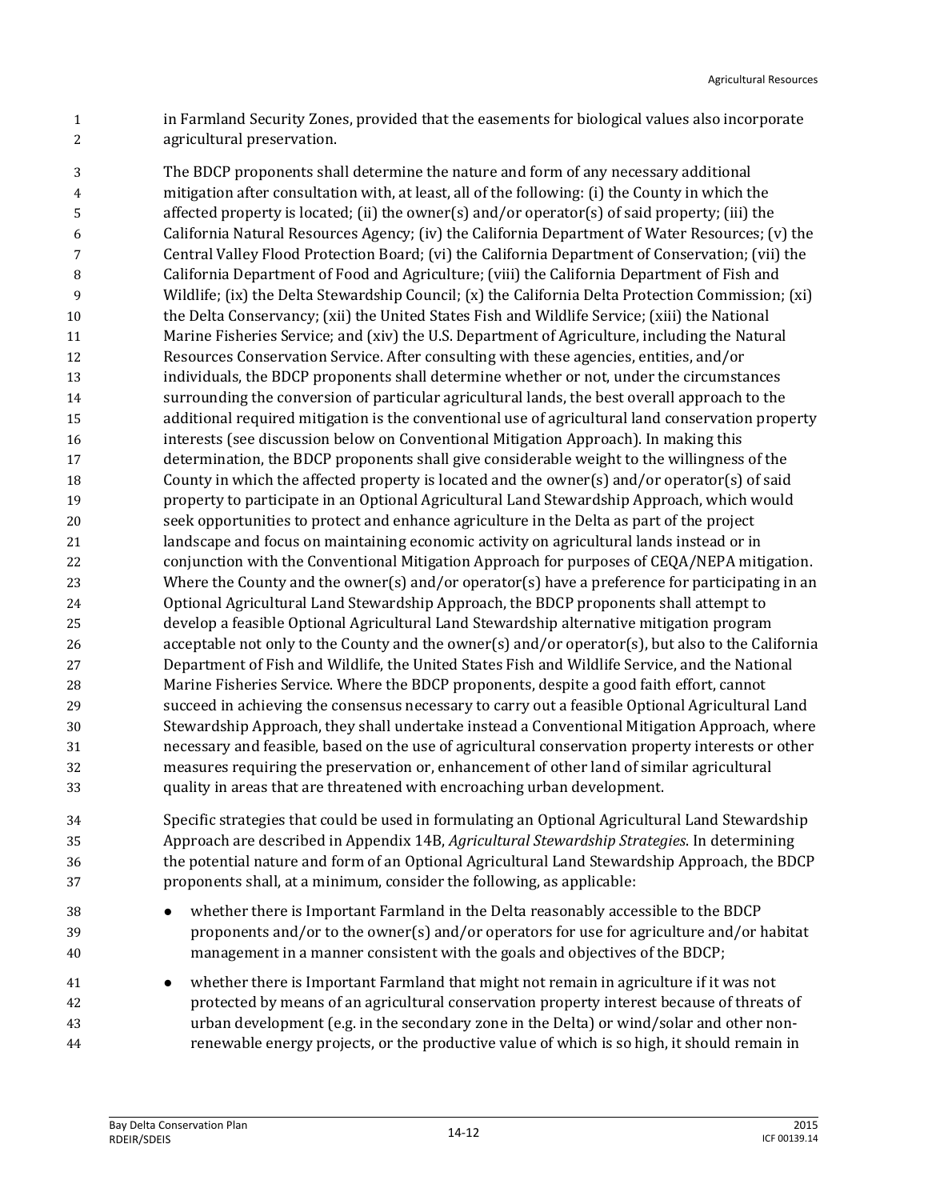in Farmland Security Zones, provided that the easements for biological values also incorporate agricultural preservation.

The BDCP proponents shall determine the nature and form of any necessary additional mitigation after consultation with, at least, all of the following: (i) the County in which the affected property is located; (ii) the owner(s) and/or operator(s) of said property; (iii) the California Natural Resources Agency; (iv) the California Department of Water Resources; (v) the Central Valley Flood Protection Board; (vi) the California Department of Conservation; (vii) the California Department of Food and Agriculture; (viii) the California Department of Fish and Wildlife; (ix) the Delta Stewardship Council; (x) the California Delta Protection Commission; (xi) the Delta Conservancy; (xii) the United States Fish and Wildlife Service; (xiii) the National Marine Fisheries Service; and (xiv) the U.S. Department of Agriculture, including the Natural Resources Conservation Service. After consulting with these agencies, entities, and/or individuals, the BDCP proponents shall determine whether or not, under the circumstances surrounding the conversion of particular agricultural lands, the best overall approach to the additional required mitigation is the conventional use of agricultural land conservation property interests (see discussion below on Conventional Mitigation Approach). In making this determination, the BDCP proponents shall give considerable weight to the willingness of the County in which the affected property is located and the owner(s) and/or operator(s) of said property to participate in an Optional Agricultural Land Stewardship Approach, which would seek opportunities to protect and enhance agriculture in the Delta as part of the project landscape and focus on maintaining economic activity on agricultural lands instead or in conjunction with the Conventional Mitigation Approach for purposes of CEQA/NEPA mitigation. Where the County and the owner(s) and/or operator(s) have a preference for participating in an Optional Agricultural Land Stewardship Approach, the BDCP proponents shall attempt to develop a feasible Optional Agricultural Land Stewardship alternative mitigation program acceptable not only to the County and the owner(s) and/or operator(s), but also to the California Department of Fish and Wildlife, the United States Fish and Wildlife Service, and the National Marine Fisheries Service. Where the BDCP proponents, despite a good faith effort, cannot succeed in achieving the consensus necessary to carry out a feasible Optional Agricultural Land Stewardship Approach, they shall undertake instead a Conventional Mitigation Approach, where necessary and feasible, based on the use of agricultural conservation property interests or other measures requiring the preservation or, enhancement of other land of similar agricultural quality in areas that are threatened with encroaching urban development.

Specific strategies that could be used in formulating an Optional Agricultural Land Stewardship Approach are described in Appendix 14B, *Agricultural Stewardship Strategies*. In determining the potential nature and form of an Optional Agricultural Land Stewardship Approach, the BDCP proponents shall, at a minimum, consider the following, as applicable:

- whether there is Important Farmland in the Delta reasonably accessible to the BDCP proponents and/or to the owner(s) and/or operators for use for agriculture and/or habitat management in a manner consistent with the goals and objectives of the BDCP;
- whether there is Important Farmland that might not remain in agriculture if it was not protected by means of an agricultural conservation property interest because of threats of urban development (e.g. in the secondary zone in the Delta) or wind/solar and other non-renewable energy projects, or the productive value of which is so high, it should remain in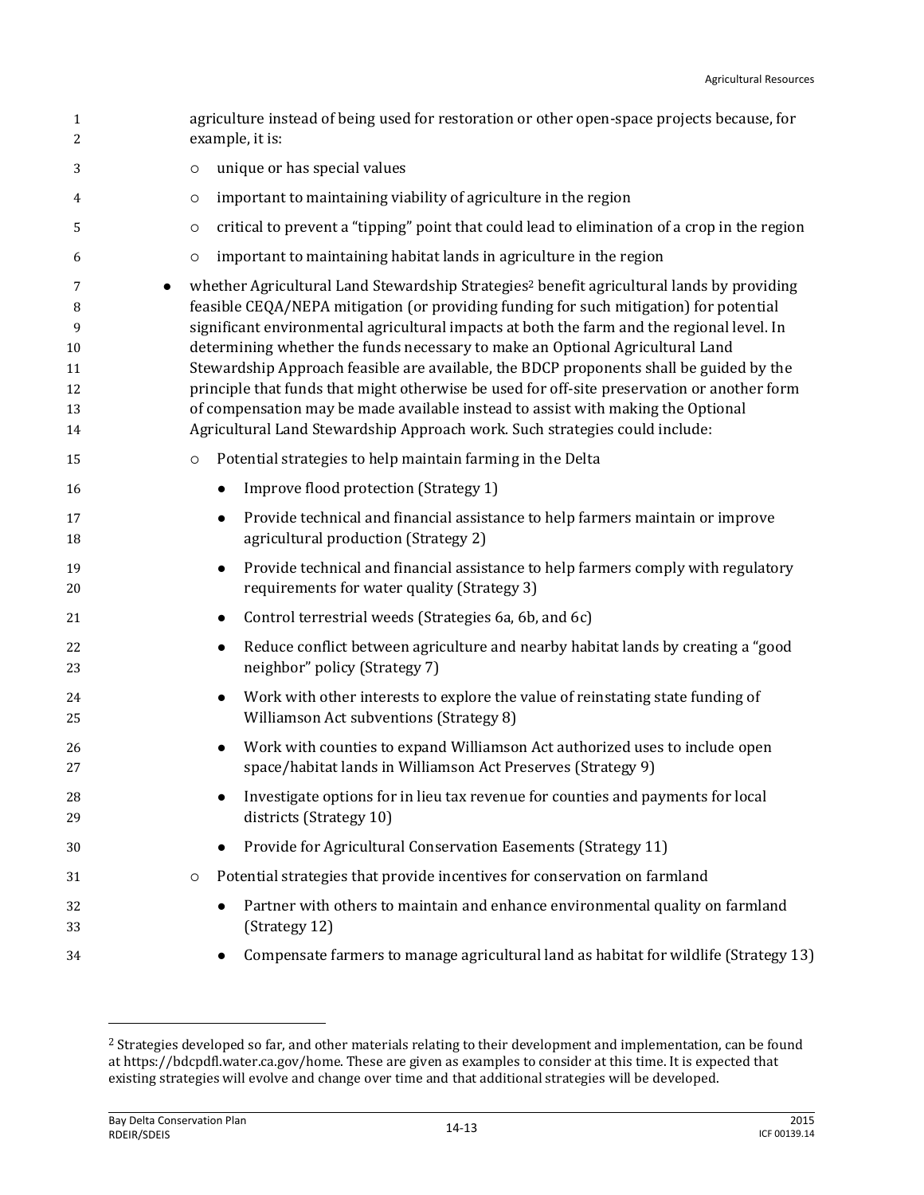agriculture instead of being used for restoration or other open-space projects because, for example, it is:

  - unique or has special values
  - important to maintaining viability of agriculture in the region
  - critical to prevent a "tipping" point that could lead to elimination of a crop in the region
  - important to maintaining habitat lands in agriculture in the region

- whether Agricultural Land Stewardship Strategies[2] benefit agricultural lands by providing feasible CEQA/NEPA mitigation (or providing funding for such mitigation) for potential significant environmental agricultural impacts at both the farm and the regional level. In determining whether the funds necessary to make an Optional Agricultural Land Stewardship Approach feasible are available, the BDCP proponents shall be guided by the principle that funds that might otherwise be used for off-site preservation or another form of compensation may be made available instead to assist with making the Optional Agricultural Land Stewardship Approach work. Such strategies could include:
  - Potential strategies to help maintain farming in the Delta
    - Improve flood protection (Strategy 1)
    - Provide technical and financial assistance to help farmers maintain or improve agricultural production (Strategy 2)
    - Provide technical and financial assistance to help farmers comply with regulatory requirements for water quality (Strategy 3)
    - Control terrestrial weeds (Strategies 6a, 6b, and 6c)
    - Reduce conflict between agriculture and nearby habitat lands by creating a "good neighbor" policy (Strategy 7)
    - Work with other interests to explore the value of reinstating state funding of Williamson Act subventions (Strategy 8)
    - Work with counties to expand Williamson Act authorized uses to include open space/habitat lands in Williamson Act Preserves (Strategy 9)
    - Investigate options for in lieu tax revenue for counties and payments for local districts (Strategy 10)
    - Provide for Agricultural Conservation Easements (Strategy 11)
  - Potential strategies that provide incentives for conservation on farmland
    - Partner with others to maintain and enhance environmental quality on farmland (Strategy 12)
    - Compensate farmers to manage agricultural land as habitat for wildlife (Strategy 13)

---

[2] Strategies developed so far, and other materials relating to their development and implementation, can be found at https://bdcpdfl.water.ca.gov/home. These are given as examples to consider at this time. It is expected that existing strategies will evolve and change over time and that additional strategies will be developed.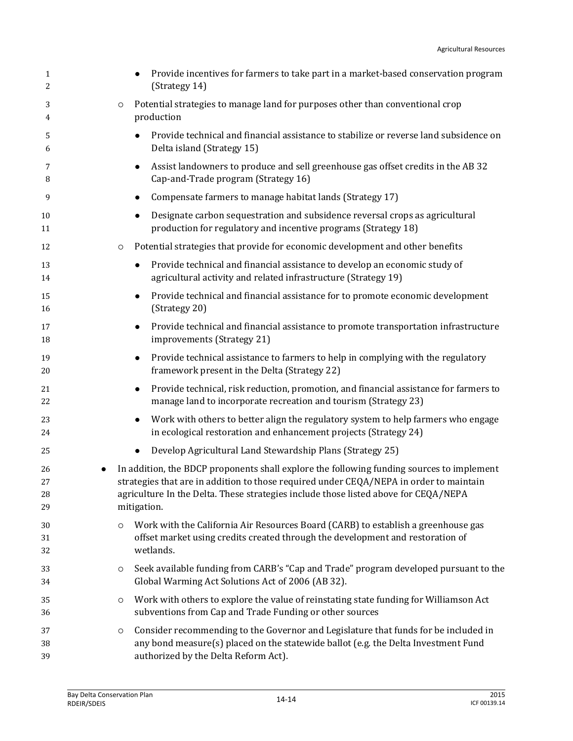- Provide incentives for farmers to take part in a market-based conservation program (Strategy 14)
    - Potential strategies to manage land for purposes other than conventional crop production
        - Provide technical and financial assistance to stabilize or reverse land subsidence on Delta island (Strategy 15)
        - Assist landowners to produce and sell greenhouse gas offset credits in the AB 32 Cap-and-Trade program (Strategy 16)
        - Compensate farmers to manage habitat lands (Strategy 17)
        - Designate carbon sequestration and subsidence reversal crops as agricultural production for regulatory and incentive programs (Strategy 18)
    - Potential strategies that provide for economic development and other benefits
        - Provide technical and financial assistance to develop an economic study of agricultural activity and related infrastructure (Strategy 19)
        - Provide technical and financial assistance for to promote economic development (Strategy 20)
        - Provide technical and financial assistance to promote transportation infrastructure improvements (Strategy 21)
        - Provide technical assistance to farmers to help in complying with the regulatory framework present in the Delta (Strategy 22)
        - Provide technical, risk reduction, promotion, and financial assistance for farmers to manage land to incorporate recreation and tourism (Strategy 23)
        - Work with others to better align the regulatory system to help farmers who engage in ecological restoration and enhancement projects (Strategy 24)
        - Develop Agricultural Land Stewardship Plans (Strategy 25)
- In addition, the BDCP proponents shall explore the following funding sources to implement strategies that are in addition to those required under CEQA/NEPA in order to maintain agriculture In the Delta. These strategies include those listed above for CEQA/NEPA mitigation.
    - Work with the California Air Resources Board (CARB) to establish a greenhouse gas offset market using credits created through the development and restoration of wetlands.
    - Seek available funding from CARB's "Cap and Trade" program developed pursuant to the Global Warming Act Solutions Act of 2006 (AB 32).
    - Work with others to explore the value of reinstating state funding for Williamson Act subventions from Cap and Trade Funding or other sources
    - Consider recommending to the Governor and Legislature that funds for be included in any bond measure(s) placed on the statewide ballot (e.g. the Delta Investment Fund authorized by the Delta Reform Act).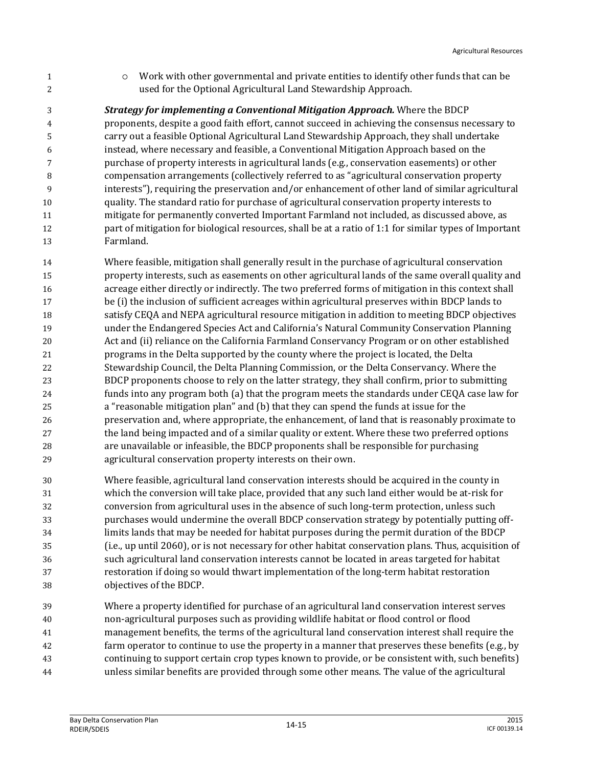- Work with other governmental and private entities to identify other funds that can be used for the Optional Agricultural Land Stewardship Approach.

***Strategy for implementing a Conventional Mitigation Approach.*** Where the BDCP proponents, despite a good faith effort, cannot succeed in achieving the consensus necessary to carry out a feasible Optional Agricultural Land Stewardship Approach, they shall undertake instead, where necessary and feasible, a Conventional Mitigation Approach based on the purchase of property interests in agricultural lands (e.g., conservation easements) or other compensation arrangements (collectively referred to as "agricultural conservation property interests"), requiring the preservation and/or enhancement of other land of similar agricultural quality. The standard ratio for purchase of agricultural conservation property interests to mitigate for permanently converted Important Farmland not included, as discussed above, as part of mitigation for biological resources, shall be at a ratio of 1:1 for similar types of Important Farmland.

Where feasible, mitigation shall generally result in the purchase of agricultural conservation property interests, such as easements on other agricultural lands of the same overall quality and acreage either directly or indirectly. The two preferred forms of mitigation in this context shall be (i) the inclusion of sufficient acreages within agricultural preserves within BDCP lands to satisfy CEQA and NEPA agricultural resource mitigation in addition to meeting BDCP objectives under the Endangered Species Act and California's Natural Community Conservation Planning Act and (ii) reliance on the California Farmland Conservancy Program or on other established programs in the Delta supported by the county where the project is located, the Delta Stewardship Council, the Delta Planning Commission, or the Delta Conservancy. Where the BDCP proponents choose to rely on the latter strategy, they shall confirm, prior to submitting funds into any program both (a) that the program meets the standards under CEQA case law for a "reasonable mitigation plan" and (b) that they can spend the funds at issue for the preservation and, where appropriate, the enhancement, of land that is reasonably proximate to the land being impacted and of a similar quality or extent. Where these two preferred options are unavailable or infeasible, the BDCP proponents shall be responsible for purchasing agricultural conservation property interests on their own.

Where feasible, agricultural land conservation interests should be acquired in the county in which the conversion will take place, provided that any such land either would be at-risk for conversion from agricultural uses in the absence of such long-term protection, unless such purchases would undermine the overall BDCP conservation strategy by potentially putting off-limits lands that may be needed for habitat purposes during the permit duration of the BDCP (i.e., up until 2060), or is not necessary for other habitat conservation plans. Thus, acquisition of such agricultural land conservation interests cannot be located in areas targeted for habitat restoration if doing so would thwart implementation of the long-term habitat restoration objectives of the BDCP.

Where a property identified for purchase of an agricultural land conservation interest serves non-agricultural purposes such as providing wildlife habitat or flood control or flood management benefits, the terms of the agricultural land conservation interest shall require the farm operator to continue to use the property in a manner that preserves these benefits (e.g., by continuing to support certain crop types known to provide, or be consistent with, such benefits) unless similar benefits are provided through some other means. The value of the agricultural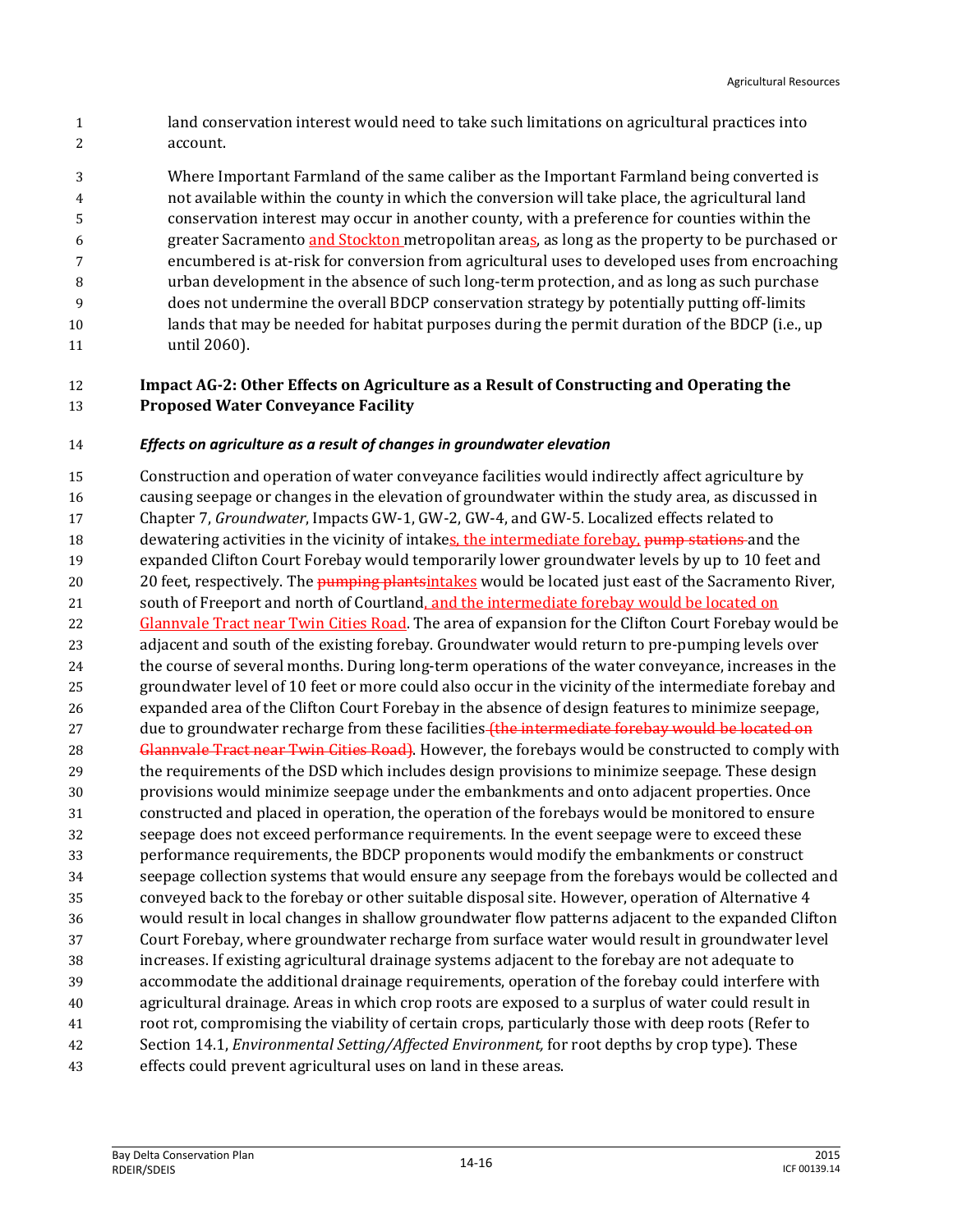land conservation interest would need to take such limitations on agricultural practices into account.

Where Important Farmland of the same caliber as the Important Farmland being converted is not available within the county in which the conversion will take place, the agricultural land conservation interest may occur in another county, with a preference for counties within the greater Sacramento and Stockton metropolitan areas, as long as the property to be purchased or encumbered is at-risk for conversion from agricultural uses to developed uses from encroaching urban development in the absence of such long-term protection, and as long as such purchase does not undermine the overall BDCP conservation strategy by potentially putting off-limits lands that may be needed for habitat purposes during the permit duration of the BDCP (i.e., up until 2060).

### Impact AG-2: Other Effects on Agriculture as a Result of Constructing and Operating the Proposed Water Conveyance Facility

***Effects on agriculture as a result of changes in groundwater elevation***

Construction and operation of water conveyance facilities would indirectly affect agriculture by causing seepage or changes in the elevation of groundwater within the study area, as discussed in Chapter 7, *Groundwater*, Impacts GW-1, GW-2, GW-4, and GW-5. Localized effects related to dewatering activities in the vicinity of intakes, the intermediate forebay, ~~pump stations~~ and the expanded Clifton Court Forebay would temporarily lower groundwater levels by up to 10 feet and 20 feet, respectively. The ~~pumping plants~~intakes would be located just east of the Sacramento River, south of Freeport and north of Courtland, and the intermediate forebay would be located on Glannvale Tract near Twin Cities Road. The area of expansion for the Clifton Court Forebay would be adjacent and south of the existing forebay. Groundwater would return to pre-pumping levels over the course of several months. During long-term operations of the water conveyance, increases in the groundwater level of 10 feet or more could also occur in the vicinity of the intermediate forebay and expanded area of the Clifton Court Forebay in the absence of design features to minimize seepage, due to groundwater recharge from these facilities ~~(the intermediate forebay would be located on Glannvale Tract near Twin Cities Road)~~. However, the forebays would be constructed to comply with the requirements of the DSD which includes design provisions to minimize seepage. These design provisions would minimize seepage under the embankments and onto adjacent properties. Once constructed and placed in operation, the operation of the forebays would be monitored to ensure seepage does not exceed performance requirements. In the event seepage were to exceed these performance requirements, the BDCP proponents would modify the embankments or construct seepage collection systems that would ensure any seepage from the forebays would be collected and conveyed back to the forebay or other suitable disposal site. However, operation of Alternative 4 would result in local changes in shallow groundwater flow patterns adjacent to the expanded Clifton Court Forebay, where groundwater recharge from surface water would result in groundwater level increases. If existing agricultural drainage systems adjacent to the forebay are not adequate to accommodate the additional drainage requirements, operation of the forebay could interfere with agricultural drainage. Areas in which crop roots are exposed to a surplus of water could result in root rot, compromising the viability of certain crops, particularly those with deep roots (Refer to Section 14.1, *Environmental Setting/Affected Environment,* for root depths by crop type). These effects could prevent agricultural uses on land in these areas.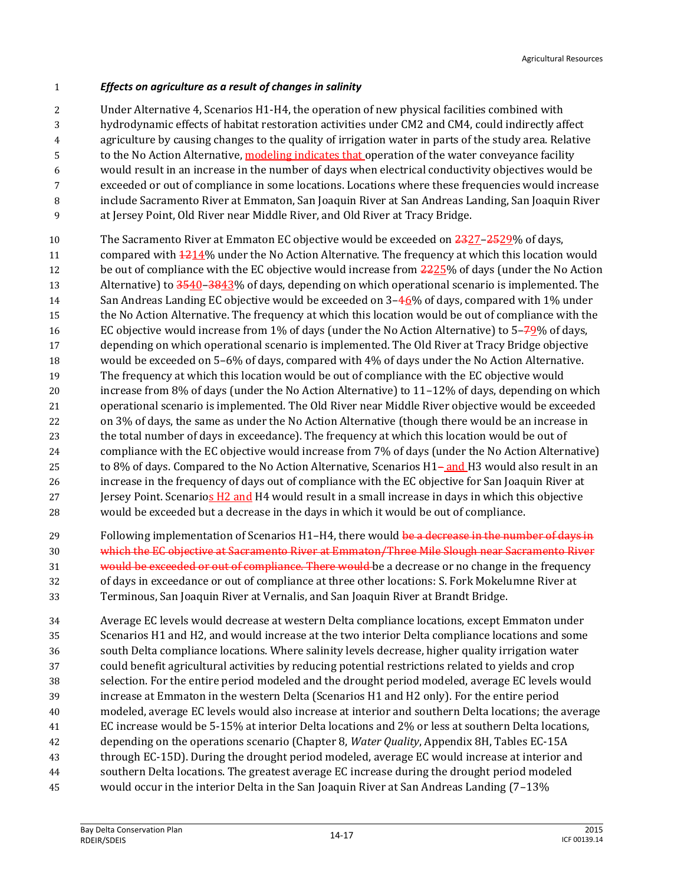***Effects on agriculture as a result of changes in salinity***

Under Alternative 4, Scenarios H1-H4, the operation of new physical facilities combined with hydrodynamic effects of habitat restoration activities under CM2 and CM4, could indirectly affect agriculture by causing changes to the quality of irrigation water in parts of the study area. Relative to the No Action Alternative, modeling indicates that operation of the water conveyance facility would result in an increase in the number of days when electrical conductivity objectives would be exceeded or out of compliance in some locations. Locations where these frequencies would increase include Sacramento River at Emmaton, San Joaquin River at San Andreas Landing, San Joaquin River at Jersey Point, Old River near Middle River, and Old River at Tracy Bridge.

The Sacramento River at Emmaton EC objective would be exceeded on ~~23~~27–~~25~~29% of days, compared with ~~12~~14% under the No Action Alternative. The frequency at which this location would be out of compliance with the EC objective would increase from ~~22~~25% of days (under the No Action Alternative) to ~~35~~40–~~38~~43% of days, depending on which operational scenario is implemented. The San Andreas Landing EC objective would be exceeded on 3–~~4~~6% of days, compared with 1% under the No Action Alternative. The frequency at which this location would be out of compliance with the EC objective would increase from 1% of days (under the No Action Alternative) to 5–~~7~~9% of days, depending on which operational scenario is implemented. The Old River at Tracy Bridge objective would be exceeded on 5–6% of days, compared with 4% of days under the No Action Alternative. The frequency at which this location would be out of compliance with the EC objective would increase from 8% of days (under the No Action Alternative) to 11–12% of days, depending on which operational scenario is implemented. The Old River near Middle River objective would be exceeded on 3% of days, the same as under the No Action Alternative (though there would be an increase in the total number of days in exceedance). The frequency at which this location would be out of compliance with the EC objective would increase from 7% of days (under the No Action Alternative) to 8% of days. Compared to the No Action Alternative, Scenarios H1~~–~~ and H3 would also result in an increase in the frequency of days out of compliance with the EC objective for San Joaquin River at Jersey Point. Scenarios H2 and H4 would result in a small increase in days in which this objective would be exceeded but a decrease in the days in which it would be out of compliance.

Following implementation of Scenarios H1–H4, there would ~~be a decrease in the number of days in which the EC objective at Sacramento River at Emmaton/Three Mile Slough near Sacramento River would be exceeded or out of compliance. There would~~ be a decrease or no change in the frequency of days in exceedance or out of compliance at three other locations: S. Fork Mokelumne River at Terminous, San Joaquin River at Vernalis, and San Joaquin River at Brandt Bridge.

Average EC levels would decrease at western Delta compliance locations, except Emmaton under Scenarios H1 and H2, and would increase at the two interior Delta compliance locations and some south Delta compliance locations. Where salinity levels decrease, higher quality irrigation water could benefit agricultural activities by reducing potential restrictions related to yields and crop selection. For the entire period modeled and the drought period modeled, average EC levels would increase at Emmaton in the western Delta (Scenarios H1 and H2 only). For the entire period modeled, average EC levels would also increase at interior and southern Delta locations; the average EC increase would be 5-15% at interior Delta locations and 2% or less at southern Delta locations, depending on the operations scenario (Chapter 8, *Water Quality*, Appendix 8H, Tables EC-15A through EC-15D). During the drought period modeled, average EC would increase at interior and southern Delta locations. The greatest average EC increase during the drought period modeled would occur in the interior Delta in the San Joaquin River at San Andreas Landing (7–13%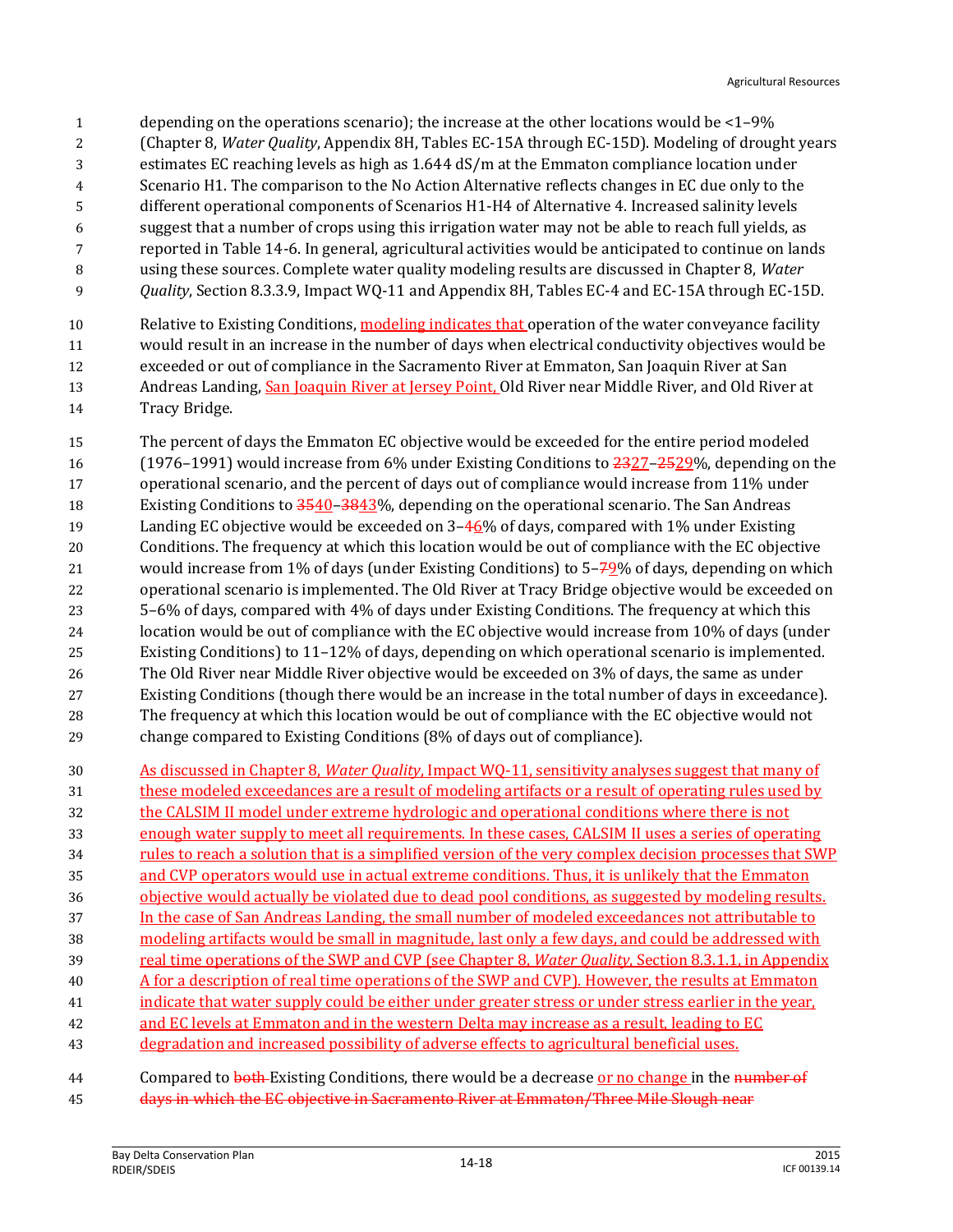depending on the operations scenario); the increase at the other locations would be <1–9% (Chapter 8, *Water Quality*, Appendix 8H, Tables EC-15A through EC-15D). Modeling of drought years estimates EC reaching levels as high as 1.644 dS/m at the Emmaton compliance location under Scenario H1. The comparison to the No Action Alternative reflects changes in EC due only to the different operational components of Scenarios H1-H4 of Alternative 4. Increased salinity levels suggest that a number of crops using this irrigation water may not be able to reach full yields, as reported in Table 14-6. In general, agricultural activities would be anticipated to continue on lands using these sources. Complete water quality modeling results are discussed in Chapter 8, *Water Quality*, Section 8.3.3.9, Impact WQ-11 and Appendix 8H, Tables EC-4 and EC-15A through EC-15D.

Relative to Existing Conditions, modeling indicates that operation of the water conveyance facility would result in an increase in the number of days when electrical conductivity objectives would be exceeded or out of compliance in the Sacramento River at Emmaton, San Joaquin River at San Andreas Landing, San Joaquin River at Jersey Point, Old River near Middle River, and Old River at Tracy Bridge.

The percent of days the Emmaton EC objective would be exceeded for the entire period modeled (1976–1991) would increase from 6% under Existing Conditions to ~~23~~27–~~25~~29%, depending on the operational scenario, and the percent of days out of compliance would increase from 11% under Existing Conditions to ~~35~~40–~~38~~43%, depending on the operational scenario. The San Andreas Landing EC objective would be exceeded on 3–~~4~~6% of days, compared with 1% under Existing Conditions. The frequency at which this location would be out of compliance with the EC objective would increase from 1% of days (under Existing Conditions) to 5–~~7~~9% of days, depending on which operational scenario is implemented. The Old River at Tracy Bridge objective would be exceeded on 5–6% of days, compared with 4% of days under Existing Conditions. The frequency at which this location would be out of compliance with the EC objective would increase from 10% of days (under Existing Conditions) to 11–12% of days, depending on which operational scenario is implemented. The Old River near Middle River objective would be exceeded on 3% of days, the same as under Existing Conditions (though there would be an increase in the total number of days in exceedance). The frequency at which this location would be out of compliance with the EC objective would not change compared to Existing Conditions (8% of days out of compliance).

As discussed in Chapter 8, *Water Quality*, Impact WQ-11, sensitivity analyses suggest that many of these modeled exceedances are a result of modeling artifacts or a result of operating rules used by the CALSIM II model under extreme hydrologic and operational conditions where there is not enough water supply to meet all requirements. In these cases, CALSIM II uses a series of operating rules to reach a solution that is a simplified version of the very complex decision processes that SWP and CVP operators would use in actual extreme conditions. Thus, it is unlikely that the Emmaton objective would actually be violated due to dead pool conditions, as suggested by modeling results. In the case of San Andreas Landing, the small number of modeled exceedances not attributable to modeling artifacts would be small in magnitude, last only a few days, and could be addressed with real time operations of the SWP and CVP (see Chapter 8, *Water Quality*, Section 8.3.1.1, in Appendix A for a description of real time operations of the SWP and CVP). However, the results at Emmaton indicate that water supply could be either under greater stress or under stress earlier in the year, and EC levels at Emmaton and in the western Delta may increase as a result, leading to EC degradation and increased possibility of adverse effects to agricultural beneficial uses.

Compared to ~~both~~ Existing Conditions, there would be a decrease or no change in the ~~number of days in which the EC objective in Sacramento River at Emmaton/Three Mile Slough near~~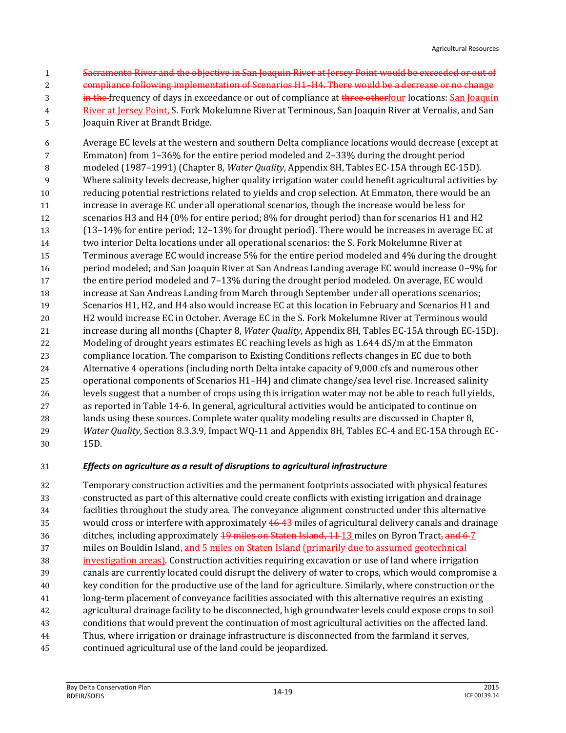~~Sacramento River and the objective in San Joaquin River at Jersey Point would be exceeded or out of compliance following implementation of Scenarios H1–H4. There would be a decrease or no change in the~~ frequency of days in exceedance or out of compliance at ~~three other~~four locations: San Joaquin River at Jersey Point, S. Fork Mokelumne River at Terminous, San Joaquin River at Vernalis, and San Joaquin River at Brandt Bridge.

Average EC levels at the western and southern Delta compliance locations would decrease (except at Emmaton) from 1–36% for the entire period modeled and 2–33% during the drought period modeled (1987–1991) (Chapter 8, *Water Quality*, Appendix 8H, Tables EC-15A through EC-15D). Where salinity levels decrease, higher quality irrigation water could benefit agricultural activities by reducing potential restrictions related to yields and crop selection. At Emmaton, there would be an increase in average EC under all operational scenarios, though the increase would be less for scenarios H3 and H4 (0% for entire period; 8% for drought period) than for scenarios H1 and H2 (13–14% for entire period; 12–13% for drought period). There would be increases in average EC at two interior Delta locations under all operational scenarios: the S. Fork Mokelumne River at Terminous average EC would increase 5% for the entire period modeled and 4% during the drought period modeled; and San Joaquin River at San Andreas Landing average EC would increase 0–9% for the entire period modeled and 7–13% during the drought period modeled. On average, EC would increase at San Andreas Landing from March through September under all operations scenarios; Scenarios H1, H2, and H4 also would increase EC at this location in February and Scenarios H1 and H2 would increase EC in October. Average EC in the S. Fork Mokelumne River at Terminous would increase during all months (Chapter 8, *Water Quality*, Appendix 8H, Tables EC-15A through EC-15D). Modeling of drought years estimates EC reaching levels as high as 1.644 dS/m at the Emmaton compliance location. The comparison to Existing Conditions reflects changes in EC due to both Alternative 4 operations (including north Delta intake capacity of 9,000 cfs and numerous other operational components of Scenarios H1–H4) and climate change/sea level rise. Increased salinity levels suggest that a number of crops using this irrigation water may not be able to reach full yields, as reported in Table 14-6. In general, agricultural activities would be anticipated to continue on lands using these sources. Complete water quality modeling results are discussed in Chapter 8, *Water Quality*, Section 8.3.3.9, Impact WQ-11 and Appendix 8H, Tables EC-4 and EC-15A through EC-15D.

***Effects on agriculture as a result of disruptions to agricultural infrastructure***

Temporary construction activities and the permanent footprints associated with physical features constructed as part of this alternative could create conflicts with existing irrigation and drainage facilities throughout the study area. The conveyance alignment constructed under this alternative would cross or interfere with approximately ~~46~~ 43 miles of agricultural delivery canals and drainage ditches, including approximately ~~19 miles on Staten Island, 11~~ 13 miles on Byron Tract~~, and 6~~ 7 miles on Bouldin Island, and 5 miles on Staten Island (primarily due to assumed geotechnical investigation areas). Construction activities requiring excavation or use of land where irrigation canals are currently located could disrupt the delivery of water to crops, which would compromise a key condition for the productive use of the land for agriculture. Similarly, where construction or the long-term placement of conveyance facilities associated with this alternative requires an existing agricultural drainage facility to be disconnected, high groundwater levels could expose crops to soil conditions that would prevent the continuation of most agricultural activities on the affected land. Thus, where irrigation or drainage infrastructure is disconnected from the farmland it serves, continued agricultural use of the land could be jeopardized.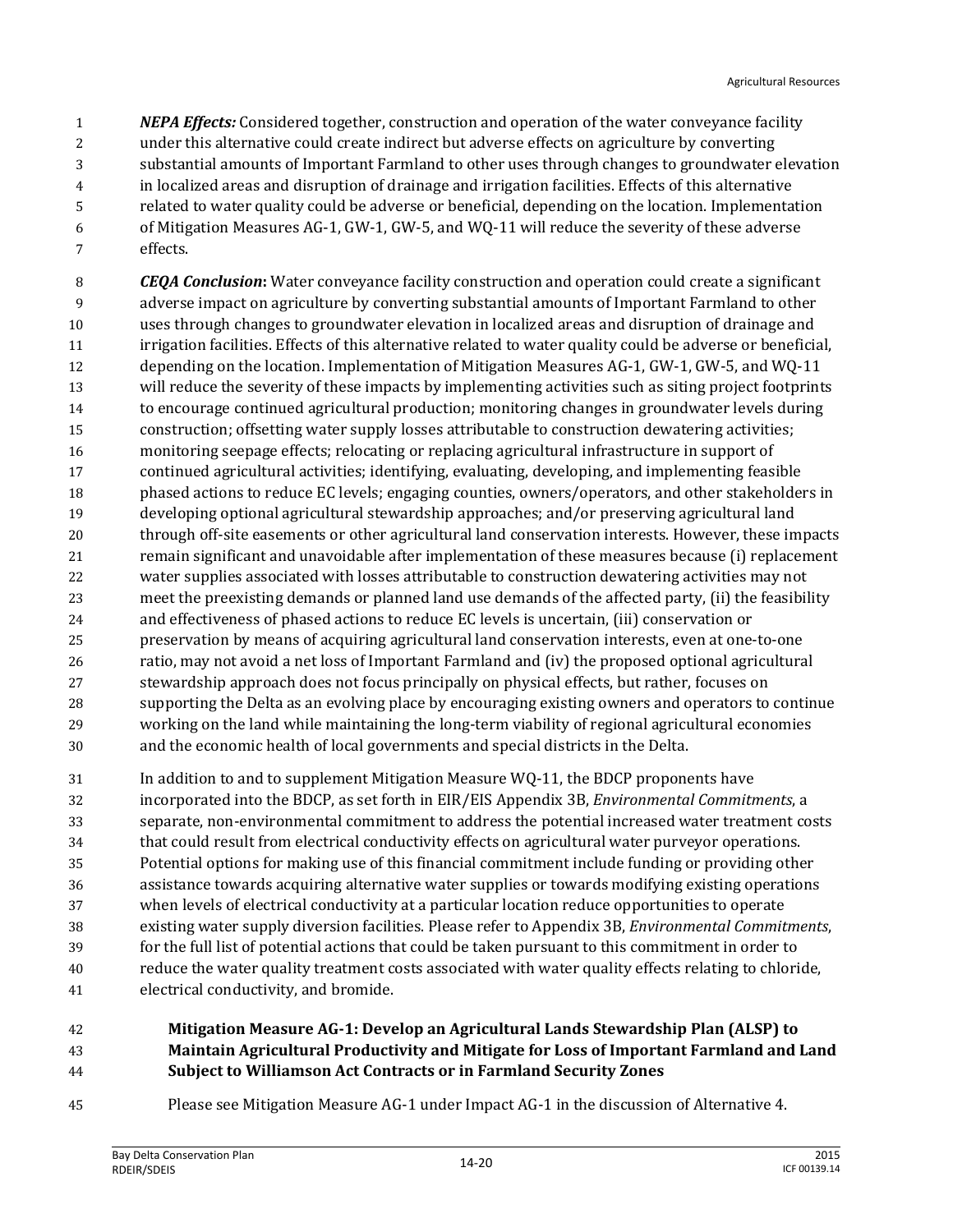***NEPA Effects:*** Considered together, construction and operation of the water conveyance facility under this alternative could create indirect but adverse effects on agriculture by converting substantial amounts of Important Farmland to other uses through changes to groundwater elevation in localized areas and disruption of drainage and irrigation facilities. Effects of this alternative related to water quality could be adverse or beneficial, depending on the location. Implementation of Mitigation Measures AG-1, GW-1, GW-5, and WQ-11 will reduce the severity of these adverse effects.

***CEQA Conclusion*****:** Water conveyance facility construction and operation could create a significant adverse impact on agriculture by converting substantial amounts of Important Farmland to other uses through changes to groundwater elevation in localized areas and disruption of drainage and irrigation facilities. Effects of this alternative related to water quality could be adverse or beneficial, depending on the location. Implementation of Mitigation Measures AG-1, GW-1, GW-5, and WQ-11 will reduce the severity of these impacts by implementing activities such as siting project footprints to encourage continued agricultural production; monitoring changes in groundwater levels during construction; offsetting water supply losses attributable to construction dewatering activities; monitoring seepage effects; relocating or replacing agricultural infrastructure in support of continued agricultural activities; identifying, evaluating, developing, and implementing feasible phased actions to reduce EC levels; engaging counties, owners/operators, and other stakeholders in developing optional agricultural stewardship approaches; and/or preserving agricultural land through off-site easements or other agricultural land conservation interests. However, these impacts remain significant and unavoidable after implementation of these measures because (i) replacement water supplies associated with losses attributable to construction dewatering activities may not meet the preexisting demands or planned land use demands of the affected party, (ii) the feasibility and effectiveness of phased actions to reduce EC levels is uncertain, (iii) conservation or preservation by means of acquiring agricultural land conservation interests, even at one-to-one ratio, may not avoid a net loss of Important Farmland and (iv) the proposed optional agricultural stewardship approach does not focus principally on physical effects, but rather, focuses on supporting the Delta as an evolving place by encouraging existing owners and operators to continue working on the land while maintaining the long-term viability of regional agricultural economies and the economic health of local governments and special districts in the Delta.

In addition to and to supplement Mitigation Measure WQ-11, the BDCP proponents have incorporated into the BDCP, as set forth in EIR/EIS Appendix 3B, *Environmental Commitments*, a separate, non-environmental commitment to address the potential increased water treatment costs that could result from electrical conductivity effects on agricultural water purveyor operations. Potential options for making use of this financial commitment include funding or providing other assistance towards acquiring alternative water supplies or towards modifying existing operations when levels of electrical conductivity at a particular location reduce opportunities to operate existing water supply diversion facilities. Please refer to Appendix 3B, *Environmental Commitments*, for the full list of potential actions that could be taken pursuant to this commitment in order to reduce the water quality treatment costs associated with water quality effects relating to chloride, electrical conductivity, and bromide.

**Mitigation Measure AG-1: Develop an Agricultural Lands Stewardship Plan (ALSP) to Maintain Agricultural Productivity and Mitigate for Loss of Important Farmland and Land Subject to Williamson Act Contracts or in Farmland Security Zones**

Please see Mitigation Measure AG-1 under Impact AG-1 in the discussion of Alternative 4.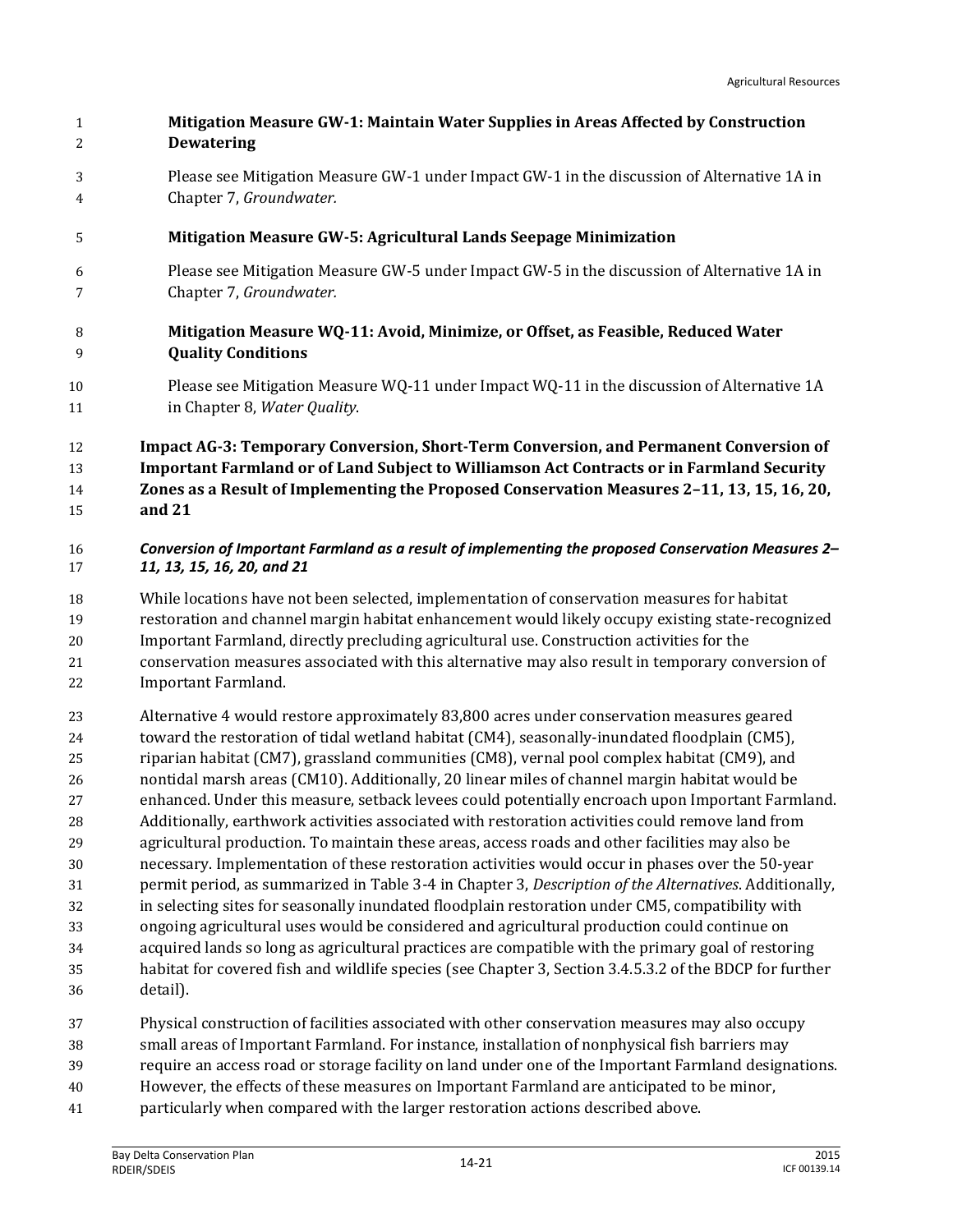**Mitigation Measure GW-1: Maintain Water Supplies in Areas Affected by Construction Dewatering**

Please see Mitigation Measure GW-1 under Impact GW-1 in the discussion of Alternative 1A in Chapter 7, *Groundwater.*

**Mitigation Measure GW-5: Agricultural Lands Seepage Minimization**

Please see Mitigation Measure GW-5 under Impact GW-5 in the discussion of Alternative 1A in Chapter 7, *Groundwater.*

**Mitigation Measure WQ-11: Avoid, Minimize, or Offset, as Feasible, Reduced Water Quality Conditions**

Please see Mitigation Measure WQ-11 under Impact WQ-11 in the discussion of Alternative 1A in Chapter 8, *Water Quality*.

**Impact AG-3: Temporary Conversion, Short-Term Conversion, and Permanent Conversion of Important Farmland or of Land Subject to Williamson Act Contracts or in Farmland Security Zones as a Result of Implementing the Proposed Conservation Measures 2–11, 13, 15, 16, 20, and 21**

***Conversion of Important Farmland as a result of implementing the proposed Conservation Measures 2–11, 13, 15, 16, 20, and 21***

While locations have not been selected, implementation of conservation measures for habitat restoration and channel margin habitat enhancement would likely occupy existing state-recognized Important Farmland, directly precluding agricultural use. Construction activities for the conservation measures associated with this alternative may also result in temporary conversion of Important Farmland.

Alternative 4 would restore approximately 83,800 acres under conservation measures geared toward the restoration of tidal wetland habitat (CM4), seasonally-inundated floodplain (CM5), riparian habitat (CM7), grassland communities (CM8), vernal pool complex habitat (CM9), and nontidal marsh areas (CM10). Additionally, 20 linear miles of channel margin habitat would be enhanced. Under this measure, setback levees could potentially encroach upon Important Farmland. Additionally, earthwork activities associated with restoration activities could remove land from agricultural production. To maintain these areas, access roads and other facilities may also be necessary. Implementation of these restoration activities would occur in phases over the 50-year permit period, as summarized in Table 3-4 in Chapter 3, *Description of the Alternatives*. Additionally, in selecting sites for seasonally inundated floodplain restoration under CM5, compatibility with ongoing agricultural uses would be considered and agricultural production could continue on acquired lands so long as agricultural practices are compatible with the primary goal of restoring habitat for covered fish and wildlife species (see Chapter 3, Section 3.4.5.3.2 of the BDCP for further detail).

Physical construction of facilities associated with other conservation measures may also occupy small areas of Important Farmland. For instance, installation of nonphysical fish barriers may require an access road or storage facility on land under one of the Important Farmland designations. However, the effects of these measures on Important Farmland are anticipated to be minor, particularly when compared with the larger restoration actions described above.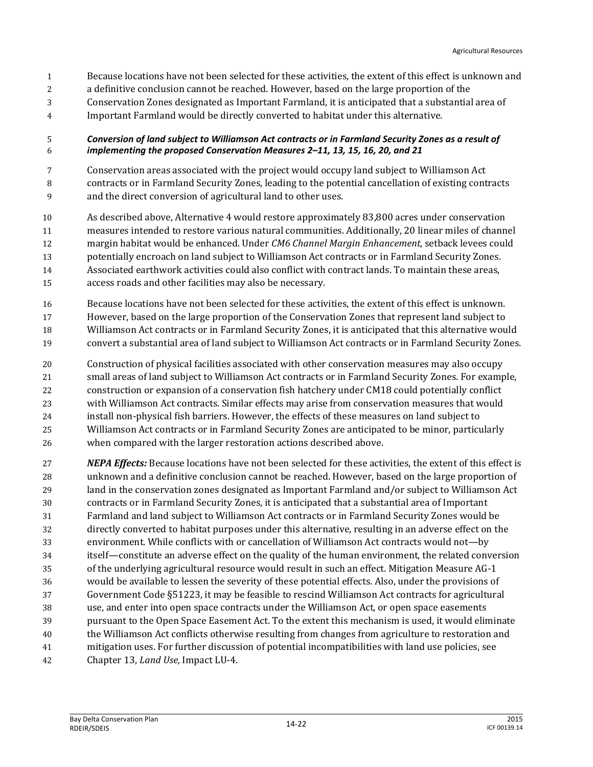Because locations have not been selected for these activities, the extent of this effect is unknown and a definitive conclusion cannot be reached. However, based on the large proportion of the Conservation Zones designated as Important Farmland, it is anticipated that a substantial area of Important Farmland would be directly converted to habitat under this alternative.

***Conversion of land subject to Williamson Act contracts or in Farmland Security Zones as a result of implementing the proposed Conservation Measures 2–11, 13, 15, 16, 20, and 21***

Conservation areas associated with the project would occupy land subject to Williamson Act contracts or in Farmland Security Zones, leading to the potential cancellation of existing contracts and the direct conversion of agricultural land to other uses.

As described above, Alternative 4 would restore approximately 83,800 acres under conservation measures intended to restore various natural communities. Additionally, 20 linear miles of channel margin habitat would be enhanced. Under *CM6 Channel Margin Enhancement*, setback levees could potentially encroach on land subject to Williamson Act contracts or in Farmland Security Zones. Associated earthwork activities could also conflict with contract lands. To maintain these areas, access roads and other facilities may also be necessary.

Because locations have not been selected for these activities, the extent of this effect is unknown. However, based on the large proportion of the Conservation Zones that represent land subject to Williamson Act contracts or in Farmland Security Zones, it is anticipated that this alternative would convert a substantial area of land subject to Williamson Act contracts or in Farmland Security Zones.

Construction of physical facilities associated with other conservation measures may also occupy small areas of land subject to Williamson Act contracts or in Farmland Security Zones. For example, construction or expansion of a conservation fish hatchery under CM18 could potentially conflict with Williamson Act contracts. Similar effects may arise from conservation measures that would install non-physical fish barriers. However, the effects of these measures on land subject to Williamson Act contracts or in Farmland Security Zones are anticipated to be minor, particularly when compared with the larger restoration actions described above.

***NEPA Effects:*** Because locations have not been selected for these activities, the extent of this effect is unknown and a definitive conclusion cannot be reached. However, based on the large proportion of land in the conservation zones designated as Important Farmland and/or subject to Williamson Act contracts or in Farmland Security Zones, it is anticipated that a substantial area of Important Farmland and land subject to Williamson Act contracts or in Farmland Security Zones would be directly converted to habitat purposes under this alternative, resulting in an adverse effect on the environment. While conflicts with or cancellation of Williamson Act contracts would not—by itself—constitute an adverse effect on the quality of the human environment, the related conversion of the underlying agricultural resource would result in such an effect. Mitigation Measure AG-1 would be available to lessen the severity of these potential effects. Also, under the provisions of Government Code §51223, it may be feasible to rescind Williamson Act contracts for agricultural use, and enter into open space contracts under the Williamson Act, or open space easements pursuant to the Open Space Easement Act. To the extent this mechanism is used, it would eliminate the Williamson Act conflicts otherwise resulting from changes from agriculture to restoration and mitigation uses. For further discussion of potential incompatibilities with land use policies, see Chapter 13, *Land Use,* Impact LU-4.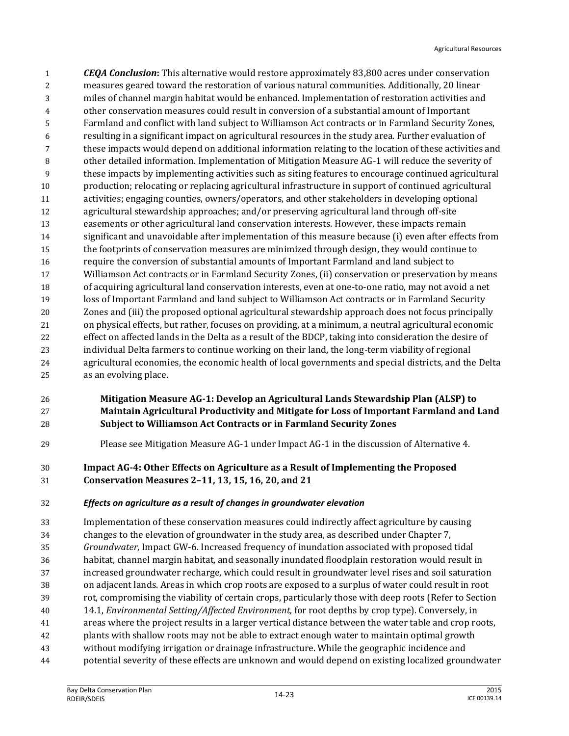***CEQA Conclusion*:** This alternative would restore approximately 83,800 acres under conservation measures geared toward the restoration of various natural communities. Additionally, 20 linear miles of channel margin habitat would be enhanced. Implementation of restoration activities and other conservation measures could result in conversion of a substantial amount of Important Farmland and conflict with land subject to Williamson Act contracts or in Farmland Security Zones, resulting in a significant impact on agricultural resources in the study area. Further evaluation of these impacts would depend on additional information relating to the location of these activities and other detailed information. Implementation of Mitigation Measure AG-1 will reduce the severity of these impacts by implementing activities such as siting features to encourage continued agricultural production; relocating or replacing agricultural infrastructure in support of continued agricultural activities; engaging counties, owners/operators, and other stakeholders in developing optional agricultural stewardship approaches; and/or preserving agricultural land through off-site easements or other agricultural land conservation interests. However, these impacts remain significant and unavoidable after implementation of this measure because (i) even after effects from the footprints of conservation measures are minimized through design, they would continue to require the conversion of substantial amounts of Important Farmland and land subject to Williamson Act contracts or in Farmland Security Zones, (ii) conservation or preservation by means of acquiring agricultural land conservation interests, even at one-to-one ratio, may not avoid a net loss of Important Farmland and land subject to Williamson Act contracts or in Farmland Security Zones and (iii) the proposed optional agricultural stewardship approach does not focus principally on physical effects, but rather, focuses on providing, at a minimum, a neutral agricultural economic effect on affected lands in the Delta as a result of the BDCP, taking into consideration the desire of individual Delta farmers to continue working on their land, the long-term viability of regional agricultural economies, the economic health of local governments and special districts, and the Delta as an evolving place.

**Mitigation Measure AG-1: Develop an Agricultural Lands Stewardship Plan (ALSP) to Maintain Agricultural Productivity and Mitigate for Loss of Important Farmland and Land Subject to Williamson Act Contracts or in Farmland Security Zones**

Please see Mitigation Measure AG-1 under Impact AG-1 in the discussion of Alternative 4.

### Impact AG-4: Other Effects on Agriculture as a Result of Implementing the Proposed Conservation Measures 2–11, 13, 15, 16, 20, and 21

#### *Effects on agriculture as a result of changes in groundwater elevation*

Implementation of these conservation measures could indirectly affect agriculture by causing changes to the elevation of groundwater in the study area, as described under Chapter 7, *Groundwater*, Impact GW-6. Increased frequency of inundation associated with proposed tidal habitat, channel margin habitat, and seasonally inundated floodplain restoration would result in increased groundwater recharge, which could result in groundwater level rises and soil saturation on adjacent lands. Areas in which crop roots are exposed to a surplus of water could result in root rot, compromising the viability of certain crops, particularly those with deep roots (Refer to Section 14.1, *Environmental Setting/Affected Environment,* for root depths by crop type). Conversely, in areas where the project results in a larger vertical distance between the water table and crop roots, plants with shallow roots may not be able to extract enough water to maintain optimal growth without modifying irrigation or drainage infrastructure. While the geographic incidence and potential severity of these effects are unknown and would depend on existing localized groundwater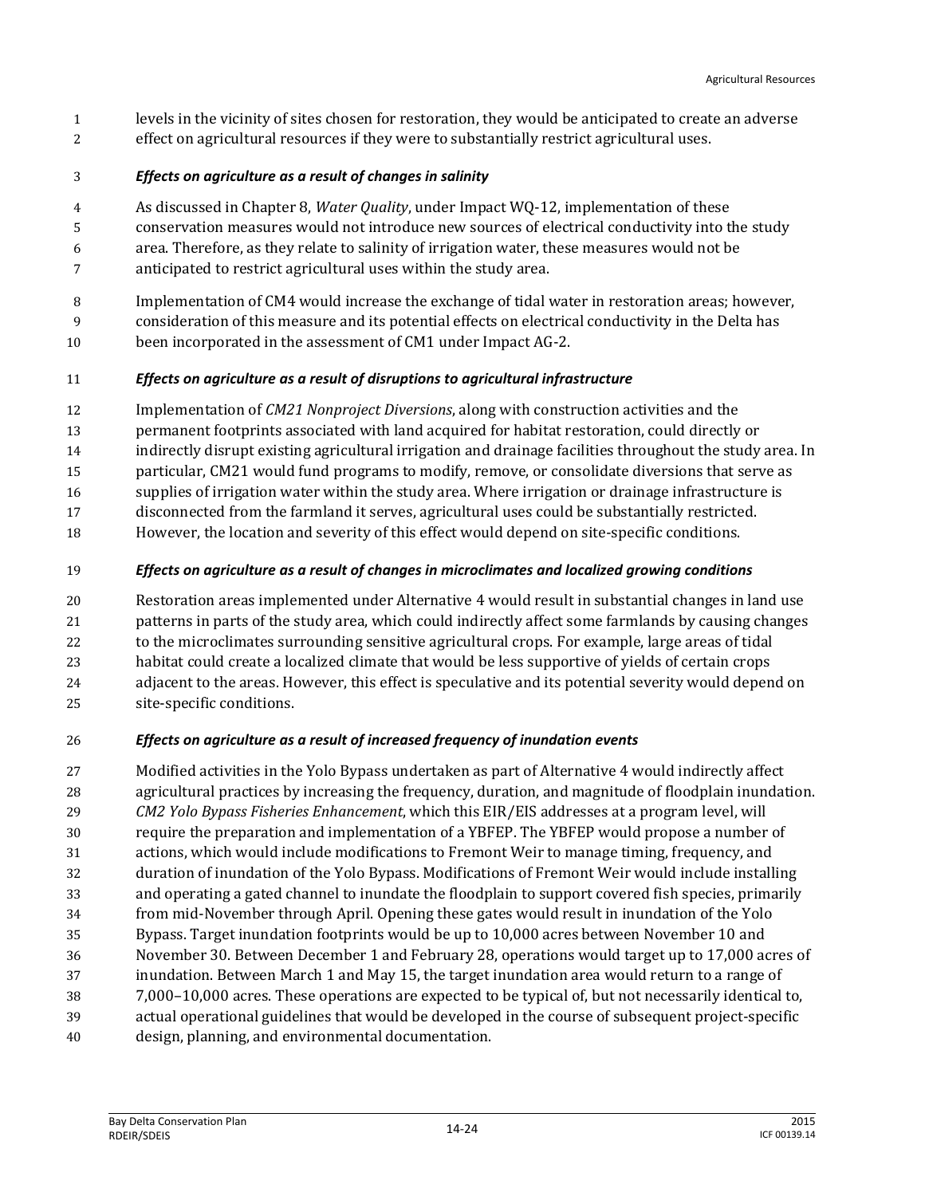levels in the vicinity of sites chosen for restoration, they would be anticipated to create an adverse effect on agricultural resources if they were to substantially restrict agricultural uses.

***Effects on agriculture as a result of changes in salinity***

As discussed in Chapter 8, *Water Quality*, under Impact WQ-12, implementation of these conservation measures would not introduce new sources of electrical conductivity into the study area. Therefore, as they relate to salinity of irrigation water, these measures would not be anticipated to restrict agricultural uses within the study area.

Implementation of CM4 would increase the exchange of tidal water in restoration areas; however, consideration of this measure and its potential effects on electrical conductivity in the Delta has been incorporated in the assessment of CM1 under Impact AG-2.

***Effects on agriculture as a result of disruptions to agricultural infrastructure***

Implementation of *CM21 Nonproject Diversions*, along with construction activities and the permanent footprints associated with land acquired for habitat restoration, could directly or indirectly disrupt existing agricultural irrigation and drainage facilities throughout the study area. In particular, CM21 would fund programs to modify, remove, or consolidate diversions that serve as supplies of irrigation water within the study area. Where irrigation or drainage infrastructure is disconnected from the farmland it serves, agricultural uses could be substantially restricted. However, the location and severity of this effect would depend on site-specific conditions.

***Effects on agriculture as a result of changes in microclimates and localized growing conditions***

Restoration areas implemented under Alternative 4 would result in substantial changes in land use patterns in parts of the study area, which could indirectly affect some farmlands by causing changes to the microclimates surrounding sensitive agricultural crops. For example, large areas of tidal habitat could create a localized climate that would be less supportive of yields of certain crops adjacent to the areas. However, this effect is speculative and its potential severity would depend on site-specific conditions.

***Effects on agriculture as a result of increased frequency of inundation events***

Modified activities in the Yolo Bypass undertaken as part of Alternative 4 would indirectly affect agricultural practices by increasing the frequency, duration, and magnitude of floodplain inundation. *CM2 Yolo Bypass Fisheries Enhancement*, which this EIR/EIS addresses at a program level, will require the preparation and implementation of a YBFEP. The YBFEP would propose a number of actions, which would include modifications to Fremont Weir to manage timing, frequency, and duration of inundation of the Yolo Bypass. Modifications of Fremont Weir would include installing and operating a gated channel to inundate the floodplain to support covered fish species, primarily from mid-November through April. Opening these gates would result in inundation of the Yolo Bypass. Target inundation footprints would be up to 10,000 acres between November 10 and November 30. Between December 1 and February 28, operations would target up to 17,000 acres of inundation. Between March 1 and May 15, the target inundation area would return to a range of 7,000–10,000 acres. These operations are expected to be typical of, but not necessarily identical to, actual operational guidelines that would be developed in the course of subsequent project-specific design, planning, and environmental documentation.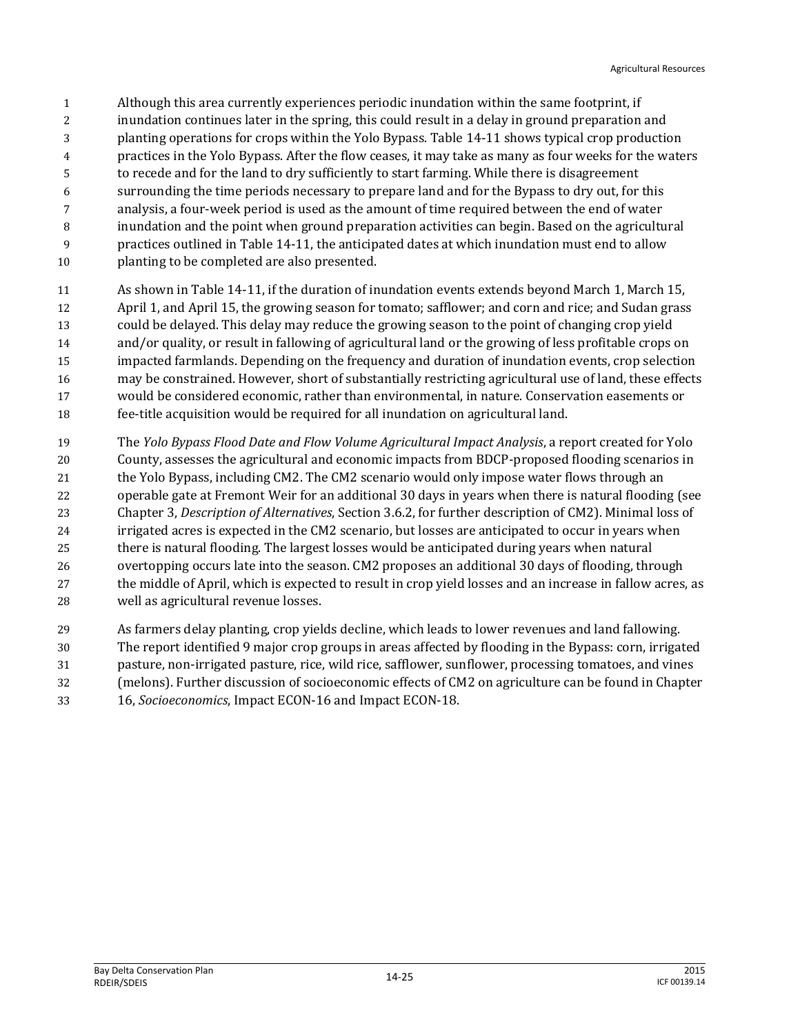Although this area currently experiences periodic inundation within the same footprint, if inundation continues later in the spring, this could result in a delay in ground preparation and planting operations for crops within the Yolo Bypass. Table 14-11 shows typical crop production practices in the Yolo Bypass. After the flow ceases, it may take as many as four weeks for the waters to recede and for the land to dry sufficiently to start farming. While there is disagreement surrounding the time periods necessary to prepare land and for the Bypass to dry out, for this analysis, a four-week period is used as the amount of time required between the end of water inundation and the point when ground preparation activities can begin. Based on the agricultural practices outlined in Table 14-11, the anticipated dates at which inundation must end to allow planting to be completed are also presented.

As shown in Table 14-11, if the duration of inundation events extends beyond March 1, March 15, April 1, and April 15, the growing season for tomato; safflower; and corn and rice; and Sudan grass could be delayed. This delay may reduce the growing season to the point of changing crop yield and/or quality, or result in fallowing of agricultural land or the growing of less profitable crops on impacted farmlands. Depending on the frequency and duration of inundation events, crop selection may be constrained. However, short of substantially restricting agricultural use of land, these effects would be considered economic, rather than environmental, in nature. Conservation easements or fee-title acquisition would be required for all inundation on agricultural land.

The *Yolo Bypass Flood Date and Flow Volume Agricultural Impact Analysis*, a report created for Yolo County, assesses the agricultural and economic impacts from BDCP-proposed flooding scenarios in the Yolo Bypass, including CM2. The CM2 scenario would only impose water flows through an operable gate at Fremont Weir for an additional 30 days in years when there is natural flooding (see Chapter 3, *Description of Alternatives*, Section 3.6.2, for further description of CM2). Minimal loss of irrigated acres is expected in the CM2 scenario, but losses are anticipated to occur in years when there is natural flooding. The largest losses would be anticipated during years when natural overtopping occurs late into the season. CM2 proposes an additional 30 days of flooding, through the middle of April, which is expected to result in crop yield losses and an increase in fallow acres, as well as agricultural revenue losses.

As farmers delay planting, crop yields decline, which leads to lower revenues and land fallowing. The report identified 9 major crop groups in areas affected by flooding in the Bypass: corn, irrigated pasture, non-irrigated pasture, rice, wild rice, safflower, sunflower, processing tomatoes, and vines (melons). Further discussion of socioeconomic effects of CM2 on agriculture can be found in Chapter 16, *Socioeconomics*, Impact ECON-16 and Impact ECON-18.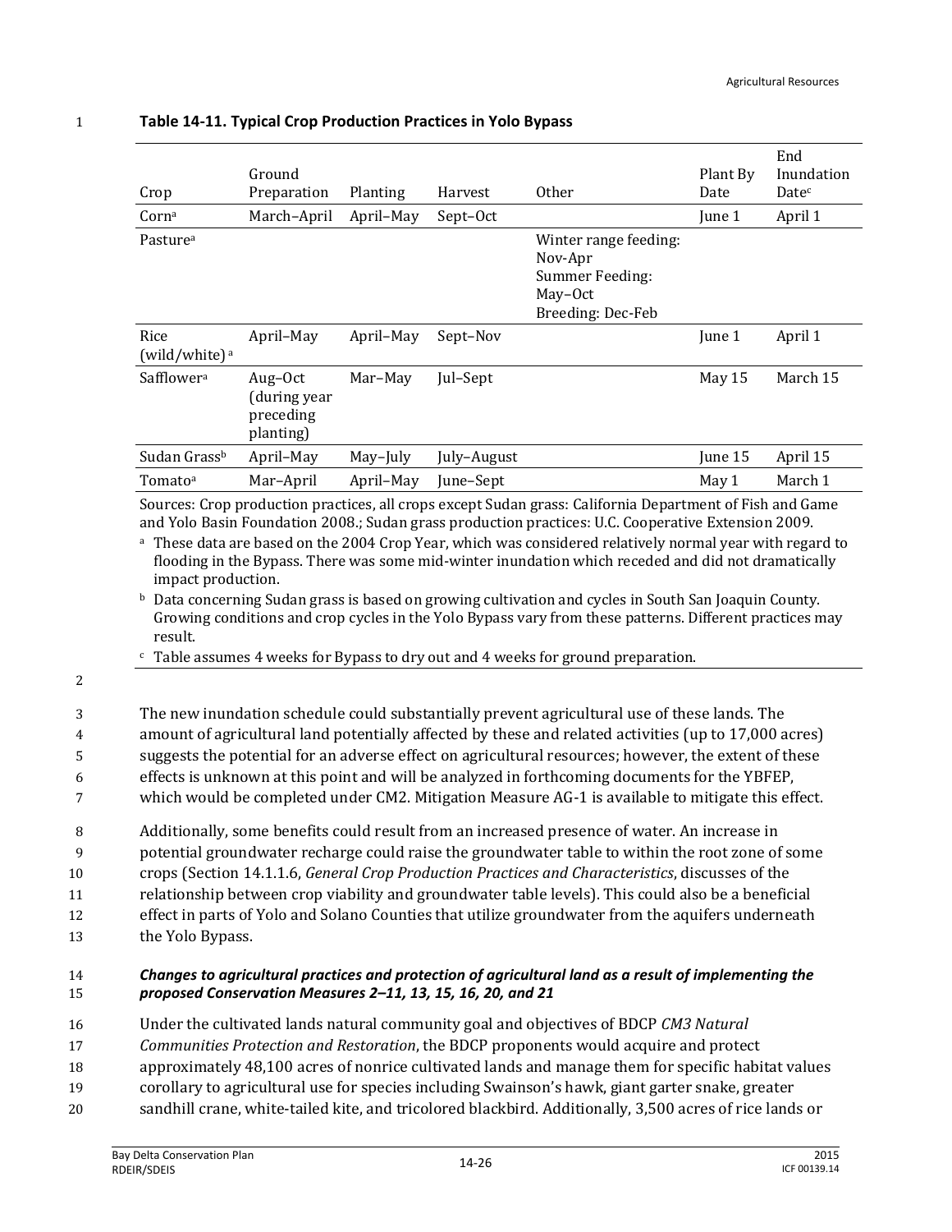**Table 14-11. Typical Crop Production Practices in Yolo Bypass**

| Crop | Ground Preparation | Planting | Harvest | Other | Plant By Date | End Inundation Date[c] |
|---|---|---|---|---|---|---|
| Corn[a] | March–April | April–May | Sept–Oct | | June 1 | April 1 |
| Pasture[a] | | | | Winter range feeding: Nov-Apr Summer Feeding: May–Oct Breeding: Dec-Feb | | |
| Rice (wild/white)[a] | April–May | April–May | Sept–Nov | | June 1 | April 1 |
| Safflower[a] | Aug–Oct (during year preceding planting) | Mar–May | Jul–Sept | | May 15 | March 15 |
| Sudan Grass[b] | April–May | May–July | July–August | | June 15 | April 15 |
| Tomato[a] | Mar–April | April–May | June–Sept | | May 1 | March 1 |

Sources: Crop production practices, all crops except Sudan grass: California Department of Fish and Game and Yolo Basin Foundation 2008.; Sudan grass production practices: U.C. Cooperative Extension 2009.

[a] These data are based on the 2004 Crop Year, which was considered relatively normal year with regard to flooding in the Bypass. There was some mid-winter inundation which receded and did not dramatically impact production.

[b] Data concerning Sudan grass is based on growing cultivation and cycles in South San Joaquin County. Growing conditions and crop cycles in the Yolo Bypass vary from these patterns. Different practices may result.

[c] Table assumes 4 weeks for Bypass to dry out and 4 weeks for ground preparation.

The new inundation schedule could substantially prevent agricultural use of these lands. The amount of agricultural land potentially affected by these and related activities (up to 17,000 acres) suggests the potential for an adverse effect on agricultural resources; however, the extent of these effects is unknown at this point and will be analyzed in forthcoming documents for the YBFEP, which would be completed under CM2. Mitigation Measure AG-1 is available to mitigate this effect.

Additionally, some benefits could result from an increased presence of water. An increase in potential groundwater recharge could raise the groundwater table to within the root zone of some crops (Section 14.1.1.6, *General Crop Production Practices and Characteristics*, discusses of the relationship between crop viability and groundwater table levels). This could also be a beneficial effect in parts of Yolo and Solano Counties that utilize groundwater from the aquifers underneath the Yolo Bypass.

***Changes to agricultural practices and protection of agricultural land as a result of implementing the proposed Conservation Measures 2–11, 13, 15, 16, 20, and 21***

Under the cultivated lands natural community goal and objectives of BDCP *CM3 Natural Communities Protection and Restoration*, the BDCP proponents would acquire and protect approximately 48,100 acres of nonrice cultivated lands and manage them for specific habitat values corollary to agricultural use for species including Swainson's hawk, giant garter snake, greater sandhill crane, white-tailed kite, and tricolored blackbird. Additionally, 3,500 acres of rice lands or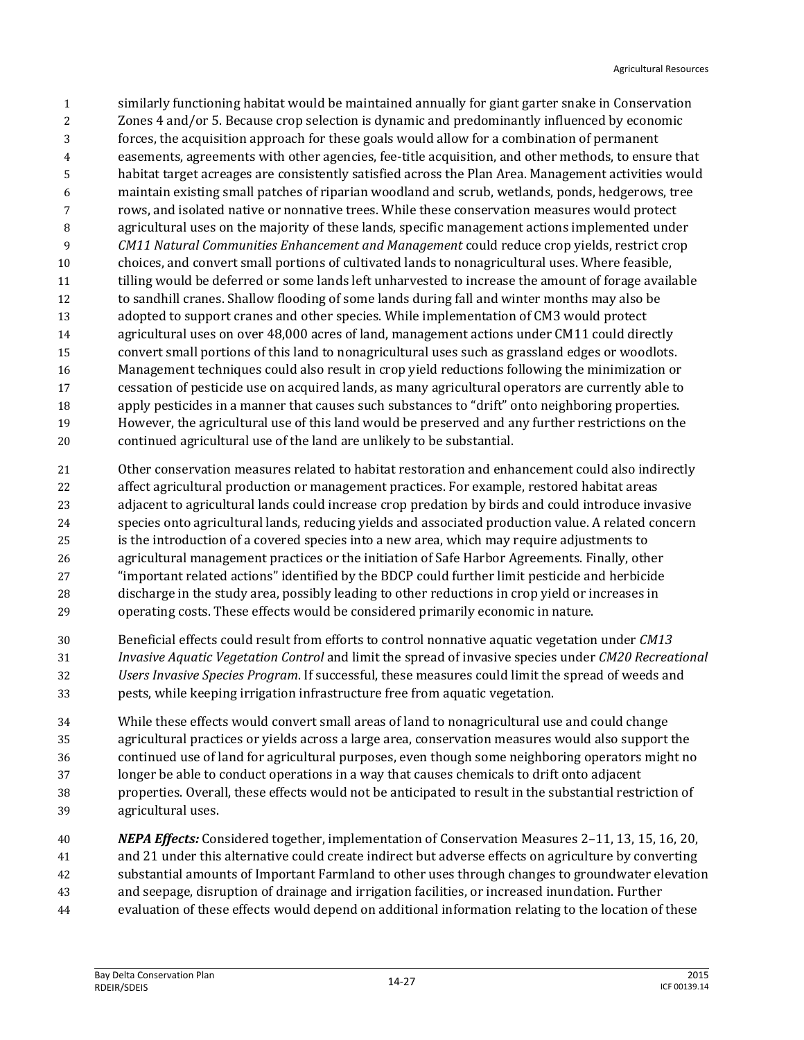similarly functioning habitat would be maintained annually for giant garter snake in Conservation Zones 4 and/or 5. Because crop selection is dynamic and predominantly influenced by economic forces, the acquisition approach for these goals would allow for a combination of permanent easements, agreements with other agencies, fee-title acquisition, and other methods, to ensure that habitat target acreages are consistently satisfied across the Plan Area. Management activities would maintain existing small patches of riparian woodland and scrub, wetlands, ponds, hedgerows, tree rows, and isolated native or nonnative trees. While these conservation measures would protect agricultural uses on the majority of these lands, specific management actions implemented under *CM11 Natural Communities Enhancement and Management* could reduce crop yields, restrict crop choices, and convert small portions of cultivated lands to nonagricultural uses. Where feasible, tilling would be deferred or some lands left unharvested to increase the amount of forage available to sandhill cranes. Shallow flooding of some lands during fall and winter months may also be adopted to support cranes and other species. While implementation of CM3 would protect agricultural uses on over 48,000 acres of land, management actions under CM11 could directly convert small portions of this land to nonagricultural uses such as grassland edges or woodlots. Management techniques could also result in crop yield reductions following the minimization or cessation of pesticide use on acquired lands, as many agricultural operators are currently able to apply pesticides in a manner that causes such substances to "drift" onto neighboring properties. However, the agricultural use of this land would be preserved and any further restrictions on the continued agricultural use of the land are unlikely to be substantial.

Other conservation measures related to habitat restoration and enhancement could also indirectly affect agricultural production or management practices. For example, restored habitat areas adjacent to agricultural lands could increase crop predation by birds and could introduce invasive species onto agricultural lands, reducing yields and associated production value. A related concern is the introduction of a covered species into a new area, which may require adjustments to agricultural management practices or the initiation of Safe Harbor Agreements. Finally, other "important related actions" identified by the BDCP could further limit pesticide and herbicide discharge in the study area, possibly leading to other reductions in crop yield or increases in operating costs. These effects would be considered primarily economic in nature.

Beneficial effects could result from efforts to control nonnative aquatic vegetation under *CM13 Invasive Aquatic Vegetation Control* and limit the spread of invasive species under *CM20 Recreational Users Invasive Species Program*. If successful, these measures could limit the spread of weeds and pests, while keeping irrigation infrastructure free from aquatic vegetation.

While these effects would convert small areas of land to nonagricultural use and could change agricultural practices or yields across a large area, conservation measures would also support the continued use of land for agricultural purposes, even though some neighboring operators might no longer be able to conduct operations in a way that causes chemicals to drift onto adjacent properties. Overall, these effects would not be anticipated to result in the substantial restriction of agricultural uses.

***NEPA Effects:*** Considered together, implementation of Conservation Measures 2–11, 13, 15, 16, 20, and 21 under this alternative could create indirect but adverse effects on agriculture by converting substantial amounts of Important Farmland to other uses through changes to groundwater elevation and seepage, disruption of drainage and irrigation facilities, or increased inundation. Further evaluation of these effects would depend on additional information relating to the location of these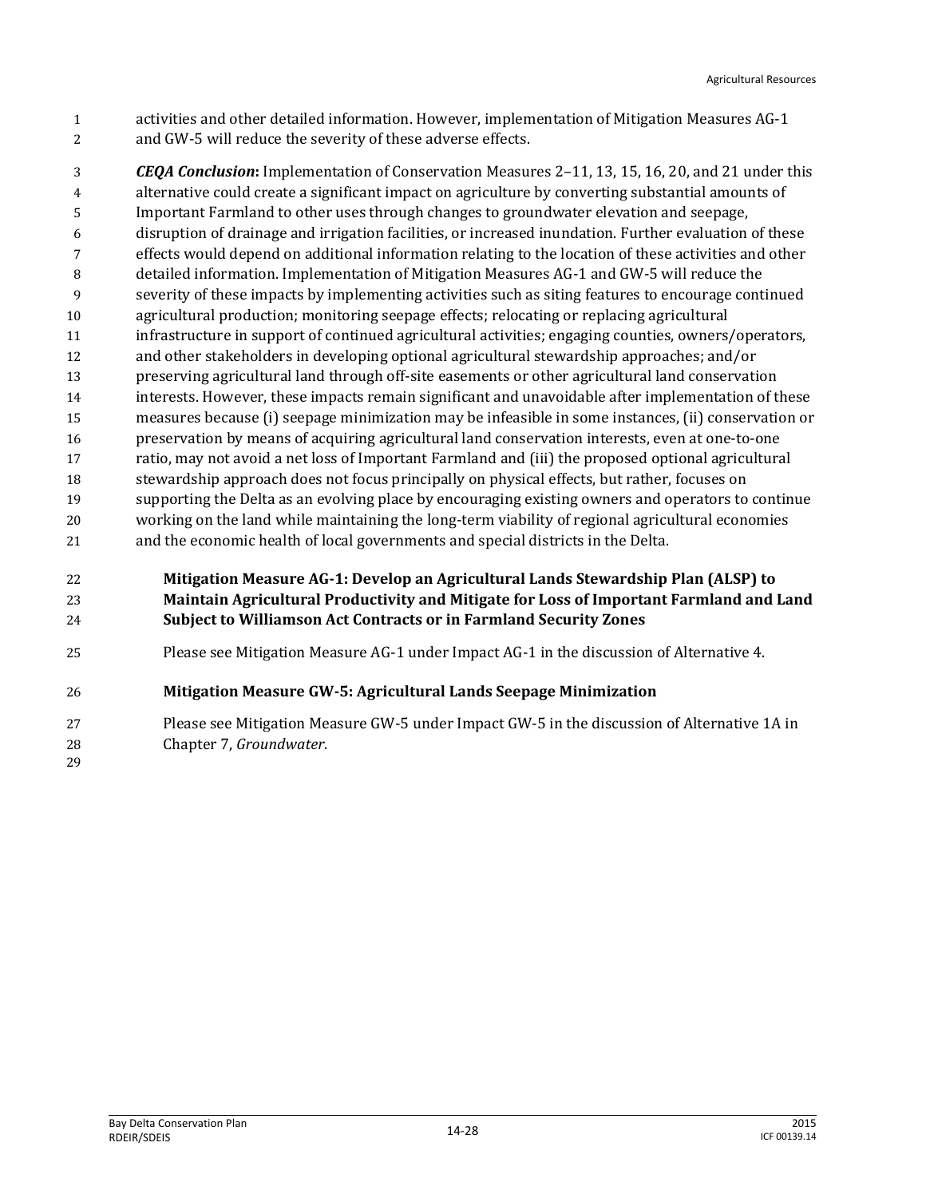activities and other detailed information. However, implementation of Mitigation Measures AG-1 and GW-5 will reduce the severity of these adverse effects.

***CEQA Conclusion*:** Implementation of Conservation Measures 2–11, 13, 15, 16, 20, and 21 under this alternative could create a significant impact on agriculture by converting substantial amounts of Important Farmland to other uses through changes to groundwater elevation and seepage, disruption of drainage and irrigation facilities, or increased inundation. Further evaluation of these effects would depend on additional information relating to the location of these activities and other detailed information. Implementation of Mitigation Measures AG-1 and GW-5 will reduce the severity of these impacts by implementing activities such as siting features to encourage continued agricultural production; monitoring seepage effects; relocating or replacing agricultural infrastructure in support of continued agricultural activities; engaging counties, owners/operators, and other stakeholders in developing optional agricultural stewardship approaches; and/or preserving agricultural land through off-site easements or other agricultural land conservation interests. However, these impacts remain significant and unavoidable after implementation of these measures because (i) seepage minimization may be infeasible in some instances, (ii) conservation or preservation by means of acquiring agricultural land conservation interests, even at one-to-one ratio, may not avoid a net loss of Important Farmland and (iii) the proposed optional agricultural stewardship approach does not focus principally on physical effects, but rather, focuses on supporting the Delta as an evolving place by encouraging existing owners and operators to continue working on the land while maintaining the long-term viability of regional agricultural economies and the economic health of local governments and special districts in the Delta.

**Mitigation Measure AG-1: Develop an Agricultural Lands Stewardship Plan (ALSP) to Maintain Agricultural Productivity and Mitigate for Loss of Important Farmland and Land Subject to Williamson Act Contracts or in Farmland Security Zones**

Please see Mitigation Measure AG-1 under Impact AG-1 in the discussion of Alternative 4.

**Mitigation Measure GW-5: Agricultural Lands Seepage Minimization**

Please see Mitigation Measure GW-5 under Impact GW-5 in the discussion of Alternative 1A in Chapter 7, *Groundwater*.